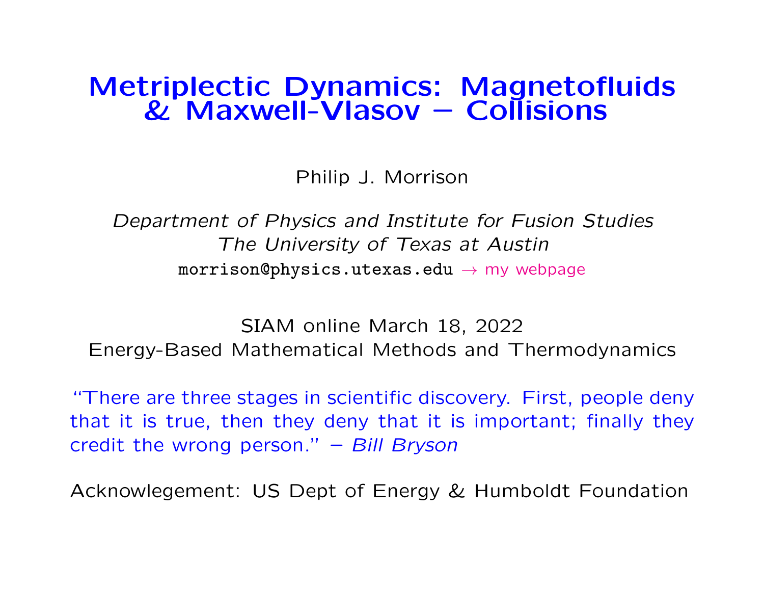# Metriplectic Dynamics: Magnetofluids & Maxwell-Vlasov – Collisions

Philip J. Morrison

*Department of Physics and Institute for Fusion Studies*
*The University of Texas at Austin*
morrison@physics.utexas.edu → my webpage

SIAM online March 18, 2022
Energy-Based Mathematical Methods and Thermodynamics

"There are three stages in scientific discovery. First, people deny that it is true, then they deny that it is important; finally they credit the wrong person." – *Bill Bryson*

Acknowlegement: US Dept of Energy & Humboldt Foundation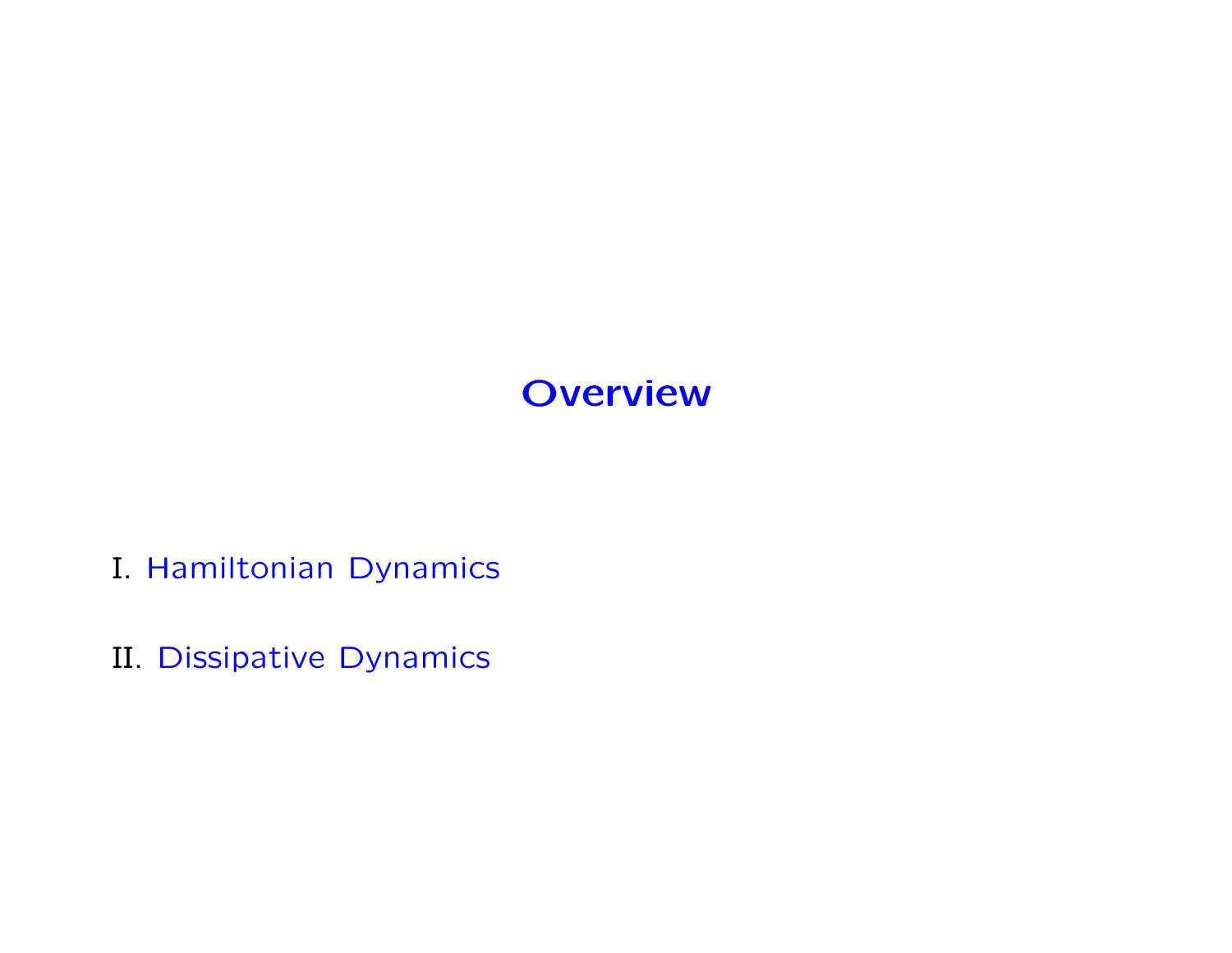# Overview

I. Hamiltonian Dynamics

II. Dissipative Dynamics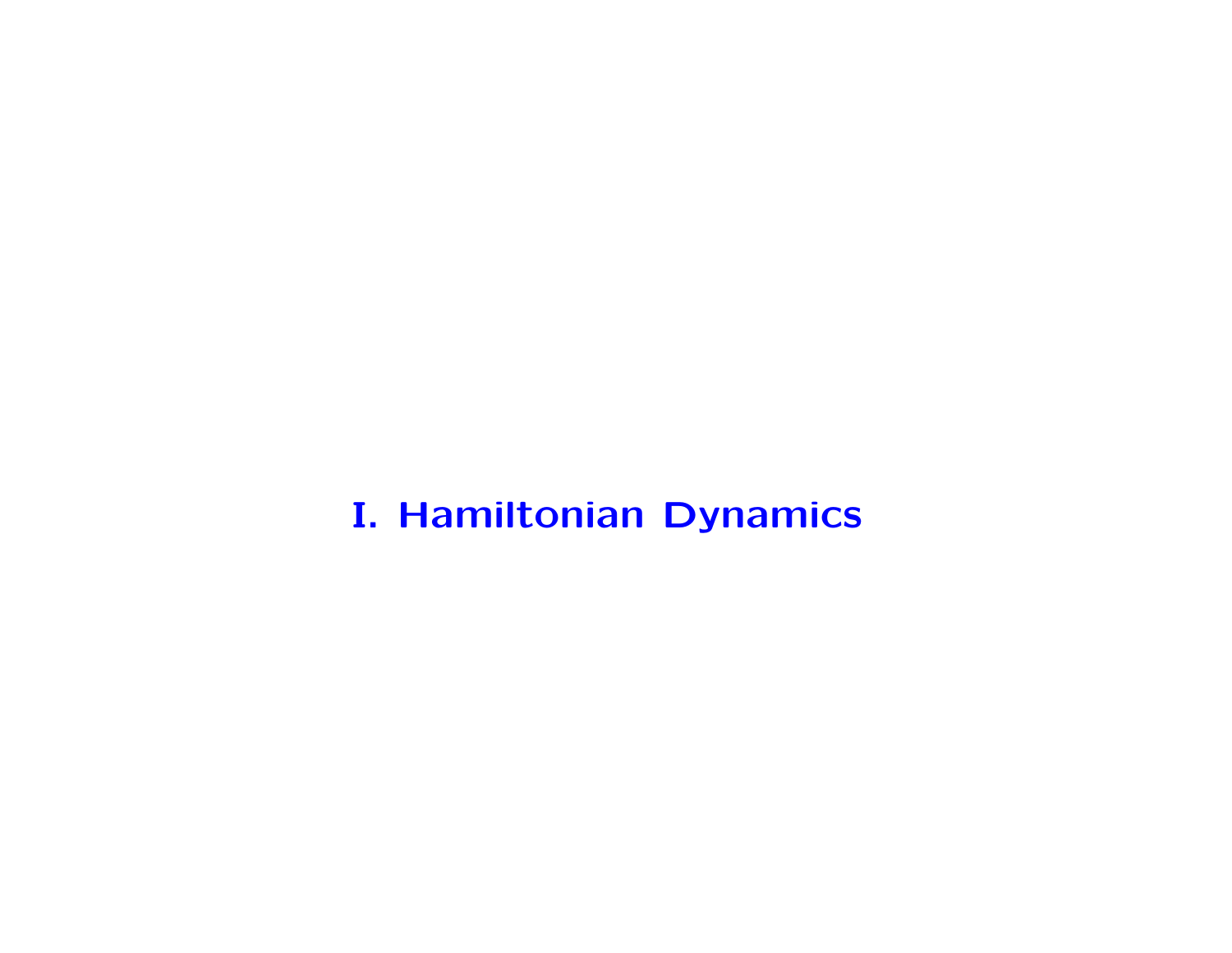# I. Hamiltonian Dynamics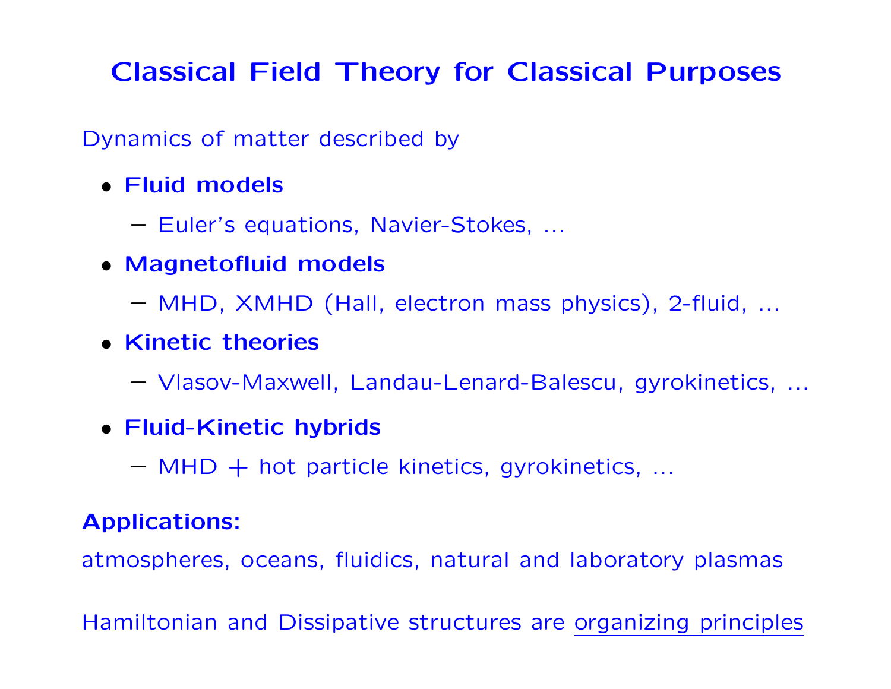# Classical Field Theory for Classical Purposes

Dynamics of matter described by

- **Fluid models**
  - Euler's equations, Navier-Stokes, ...
- **Magnetofluid models**
  - MHD, XMHD (Hall, electron mass physics), 2-fluid, ...
- **Kinetic theories**
  - Vlasov-Maxwell, Landau-Lenard-Balescu, gyrokinetics, ...
- **Fluid-Kinetic hybrids**
  - MHD + hot particle kinetics, gyrokinetics, ...

**Applications:**

atmospheres, oceans, fluidics, natural and laboratory plasmas

Hamiltonian and Dissipative structures are <u>organizing principles</u>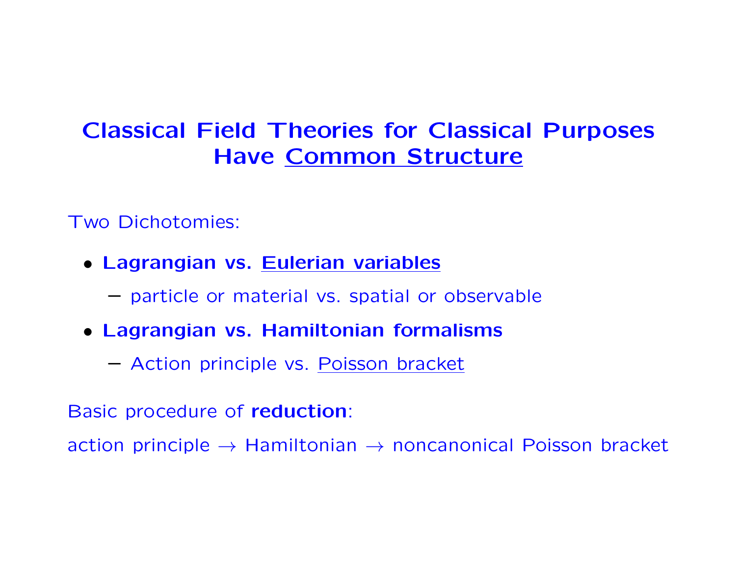# Classical Field Theories for Classical Purposes Have Common Structure

Two Dichotomies:

- **Lagrangian vs. Eulerian variables**
  - particle or material vs. spatial or observable
- **Lagrangian vs. Hamiltonian formalisms**
  - Action principle vs. Poisson bracket

Basic procedure of **reduction**:

action principle $\rightarrow$ Hamiltonian $\rightarrow$ noncanonical Poisson bracket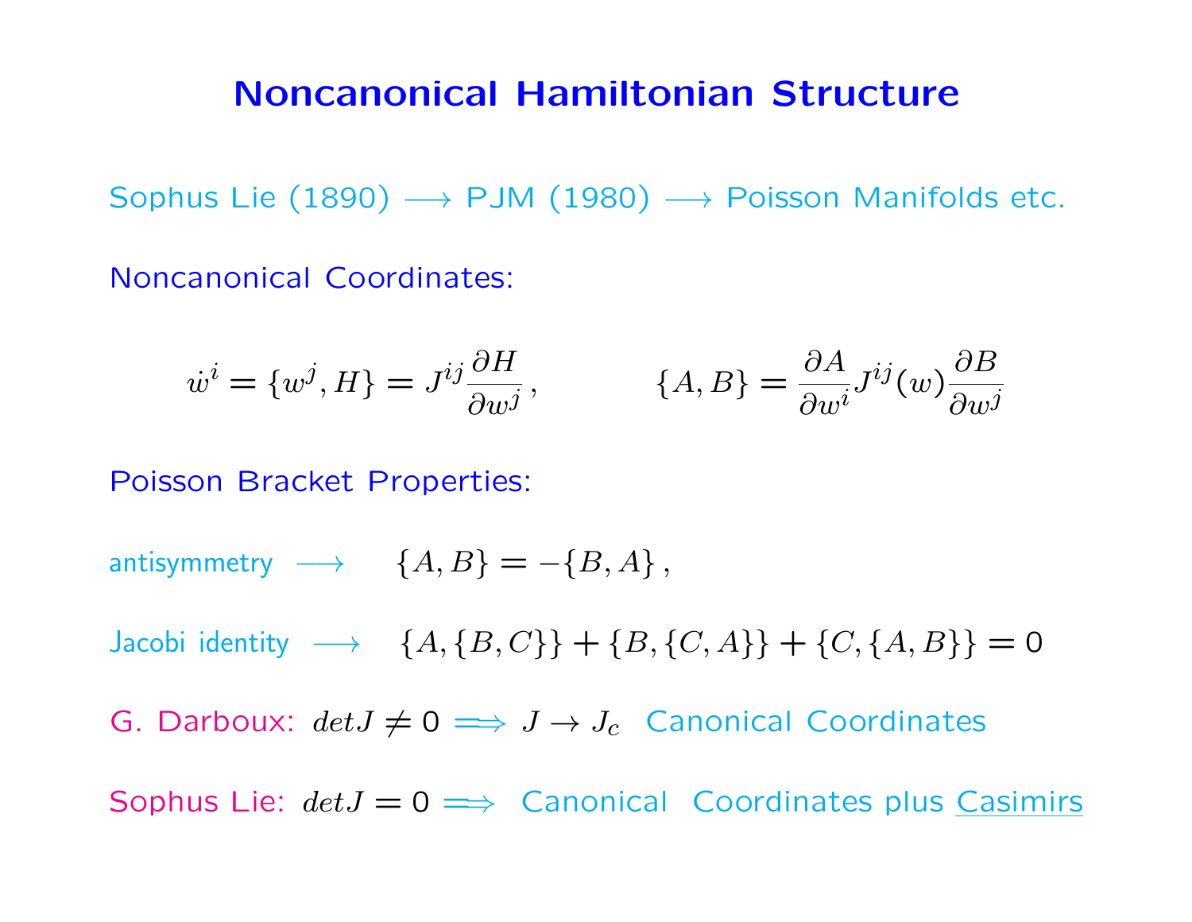# Noncanonical Hamiltonian Structure

Sophus Lie (1890) $\longrightarrow$ PJM (1980) $\longrightarrow$ Poisson Manifolds etc.

Noncanonical Coordinates:

$$\dot{w}^i = \{w^j, H\} = J^{ij}\frac{\partial H}{\partial w^j}\,, \qquad \{A, B\} = \frac{\partial A}{\partial w^i} J^{ij}(w) \frac{\partial B}{\partial w^j}$$

Poisson Bracket Properties:

antisymmetry $\longrightarrow$ $\{A, B\} = -\{B, A\}\,,$

Jacobi identity $\longrightarrow$ $\{A, \{B, C\}\} + \{B, \{C, A\}\} + \{C, \{A, B\}\} = 0$

G. Darboux: $det J \neq 0 \Longrightarrow J \rightarrow J_c$ Canonical Coordinates

Sophus Lie: $det J = 0 \Longrightarrow$ Canonical Coordinates plus Casimirs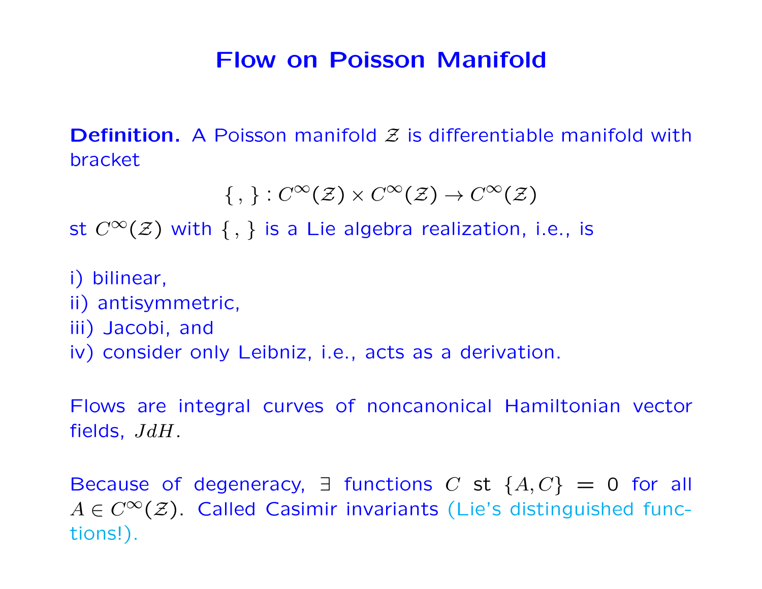# Flow on Poisson Manifold

**Definition.** A Poisson manifold $\mathcal{Z}$ is differentiable manifold with bracket

$$\{\,,\} : C^\infty(\mathcal{Z}) \times C^\infty(\mathcal{Z}) \to C^\infty(\mathcal{Z})$$

st $C^\infty(\mathcal{Z})$ with $\{\,,\}$ is a Lie algebra realization, i.e., is

i) bilinear,
ii) antisymmetric,
iii) Jacobi, and
iv) consider only Leibniz, i.e., acts as a derivation.

Flows are integral curves of noncanonical Hamiltonian vector fields, $JdH$.

Because of degeneracy, $\exists$ functions $C$ st $\{A, C\} = 0$ for all $A \in C^\infty(\mathcal{Z})$. Called Casimir invariants (Lie's distinguished functions!).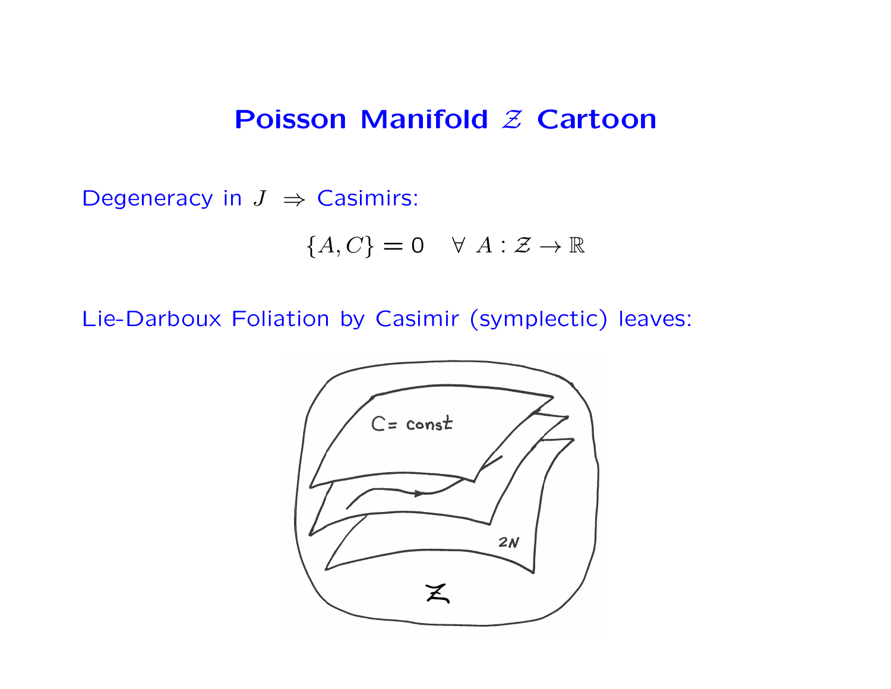# Poisson Manifold $\mathcal{Z}$ Cartoon

Degeneracy in $J \;\Rightarrow$ Casimirs:

$$\{A, C\} = 0 \quad \forall \; A : \mathcal{Z} \to \mathbb{R}$$

Lie-Darboux Foliation by Casimir (symplectic) leaves: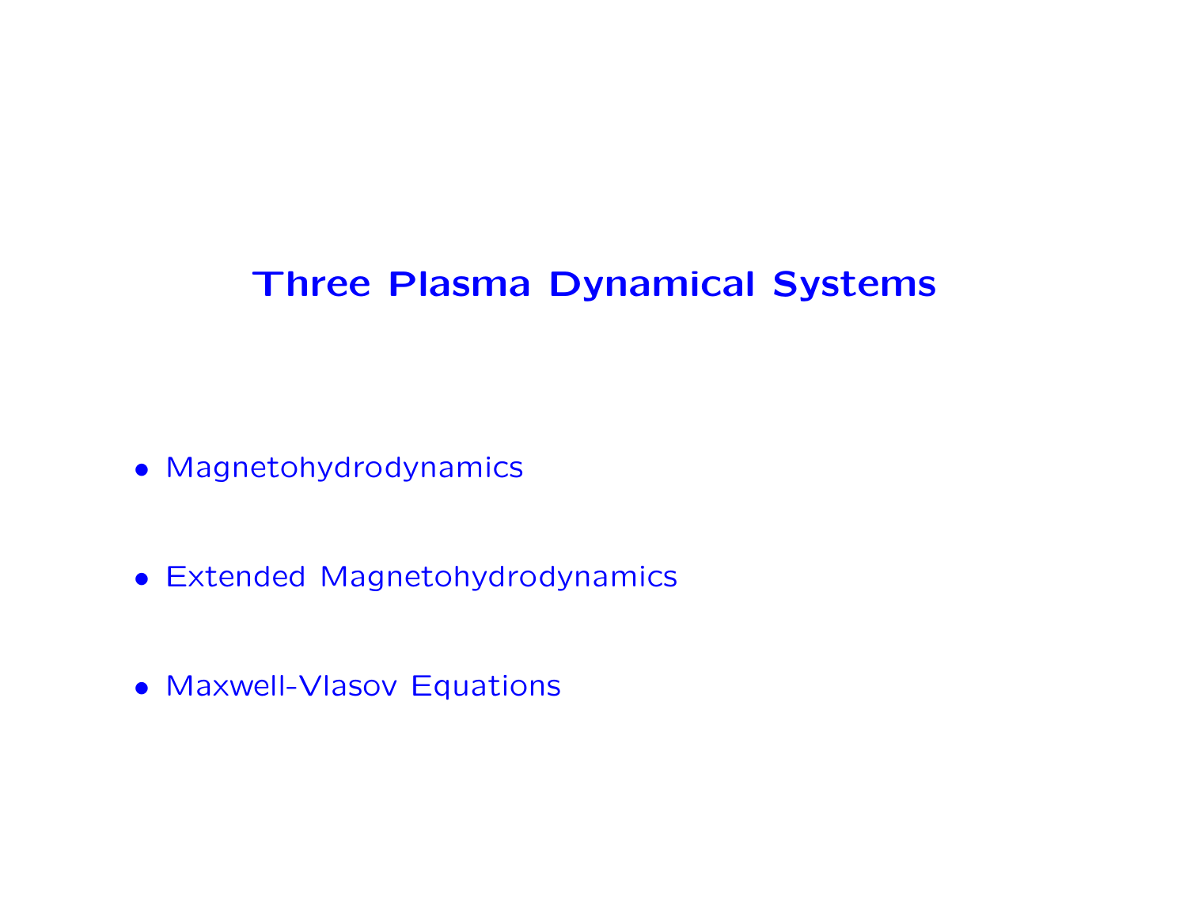# Three Plasma Dynamical Systems

- Magnetohydrodynamics

- Extended Magnetohydrodynamics

- Maxwell-Vlasov Equations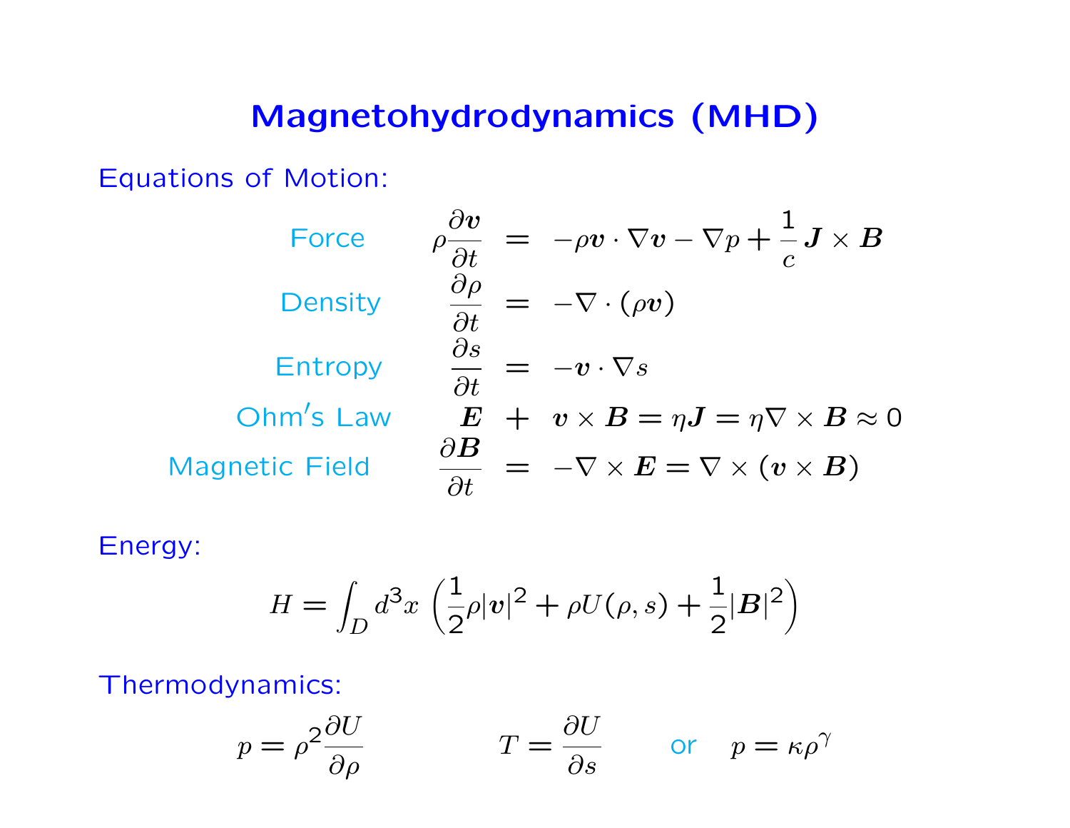# Magnetohydrodynamics (MHD)

Equations of Motion:

$$
\begin{aligned}
&\text{Force} && \rho\frac{\partial \boldsymbol{v}}{\partial t} = -\rho \boldsymbol{v}\cdot\nabla \boldsymbol{v} - \nabla p + \frac{1}{c}\boldsymbol{J}\times\boldsymbol{B} \\
&\text{Density} && \frac{\partial \rho}{\partial t} = -\nabla\cdot(\rho \boldsymbol{v}) \\
&\text{Entropy} && \frac{\partial s}{\partial t} = -\boldsymbol{v}\cdot\nabla s \\
&\text{Ohm's Law} && \boldsymbol{E} + \boldsymbol{v}\times\boldsymbol{B} = \eta \boldsymbol{J} = \eta\nabla\times\boldsymbol{B} \approx 0 \\
&\text{Magnetic Field} && \frac{\partial \boldsymbol{B}}{\partial t} = -\nabla\times\boldsymbol{E} = \nabla\times(\boldsymbol{v}\times\boldsymbol{B})
\end{aligned}
$$

Energy:

$$
H = \int_D d^3x \left(\frac{1}{2}\rho|\boldsymbol{v}|^2 + \rho U(\rho, s) + \frac{1}{2}|\boldsymbol{B}|^2\right)
$$

Thermodynamics:

$$
p = \rho^2\frac{\partial U}{\partial \rho} \qquad T = \frac{\partial U}{\partial s} \qquad \text{or} \qquad p = \kappa\rho^\gamma
$$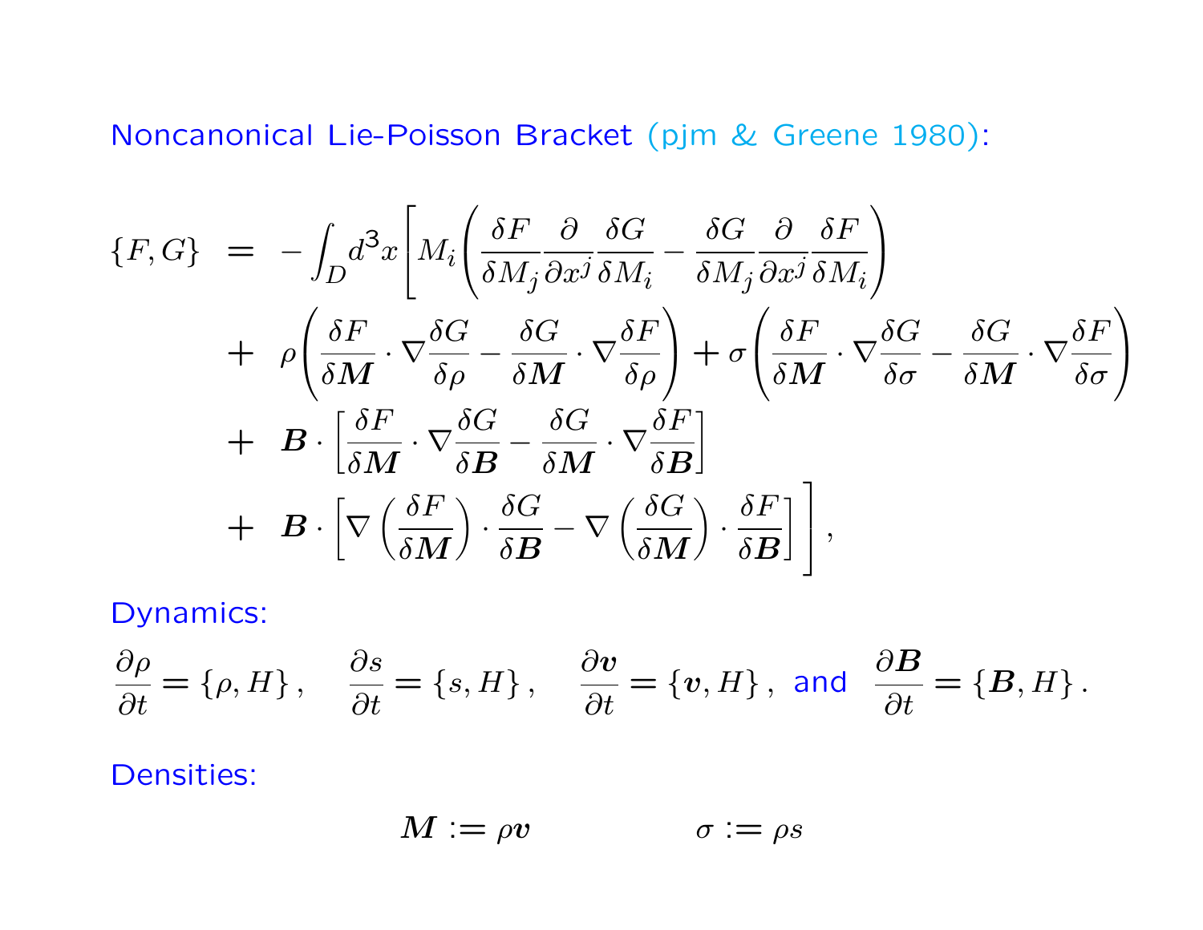Noncanonical Lie-Poisson Bracket (pjm & Greene 1980):

$$
\begin{aligned}
\{F,G\} \;=\; & -\int_D d^3x \Bigg[ M_i \left( \frac{\delta F}{\delta M_j} \frac{\partial}{\partial x^j} \frac{\delta G}{\delta M_i} - \frac{\delta G}{\delta M_j} \frac{\partial}{\partial x^j} \frac{\delta F}{\delta M_i} \right) \\
& + \rho \left( \frac{\delta F}{\delta \boldsymbol{M}} \cdot \nabla \frac{\delta G}{\delta \rho} - \frac{\delta G}{\delta \boldsymbol{M}} \cdot \nabla \frac{\delta F}{\delta \rho} \right) + \sigma \left( \frac{\delta F}{\delta \boldsymbol{M}} \cdot \nabla \frac{\delta G}{\delta \sigma} - \frac{\delta G}{\delta \boldsymbol{M}} \cdot \nabla \frac{\delta F}{\delta \sigma} \right) \\
& + \boldsymbol{B} \cdot \left[ \frac{\delta F}{\delta \boldsymbol{M}} \cdot \nabla \frac{\delta G}{\delta \boldsymbol{B}} - \frac{\delta G}{\delta \boldsymbol{M}} \cdot \nabla \frac{\delta F}{\delta \boldsymbol{B}} \right] \\
& + \boldsymbol{B} \cdot \left[ \nabla \left( \frac{\delta F}{\delta \boldsymbol{M}} \right) \cdot \frac{\delta G}{\delta \boldsymbol{B}} - \nabla \left( \frac{\delta G}{\delta \boldsymbol{M}} \right) \cdot \frac{\delta F}{\delta \boldsymbol{B}} \right] \Bigg],
\end{aligned}
$$

Dynamics:

$$
\frac{\partial \rho}{\partial t} = \{\rho, H\}, \quad \frac{\partial s}{\partial t} = \{s, H\}, \quad \frac{\partial \boldsymbol{v}}{\partial t} = \{\boldsymbol{v}, H\}, \text{ and } \quad \frac{\partial \boldsymbol{B}}{\partial t} = \{\boldsymbol{B}, H\}.
$$

Densities:

$$
\boldsymbol{M} := \rho \boldsymbol{v} \qquad\qquad \sigma := \rho s
$$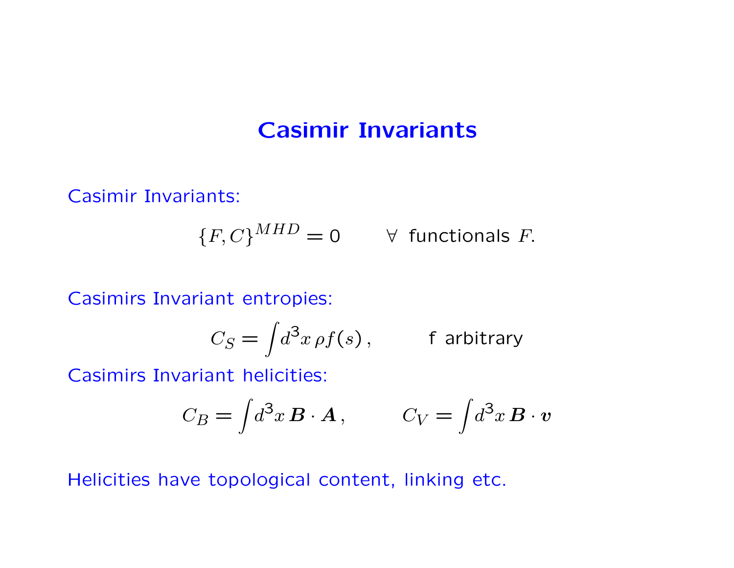# Casimir Invariants

Casimir Invariants:

$$\{F, C\}^{MHD} = 0 \qquad \forall \text{ functionals } F.$$

Casimirs Invariant entropies:

$$C_S = \int d^3x \, \rho f(s) \,, \qquad \text{f arbitrary}$$

Casimirs Invariant helicities:

$$C_B = \int d^3x \, \boldsymbol{B} \cdot \boldsymbol{A} \,, \qquad C_V = \int d^3x \, \boldsymbol{B} \cdot \boldsymbol{v}$$

Helicities have topological content, linking etc.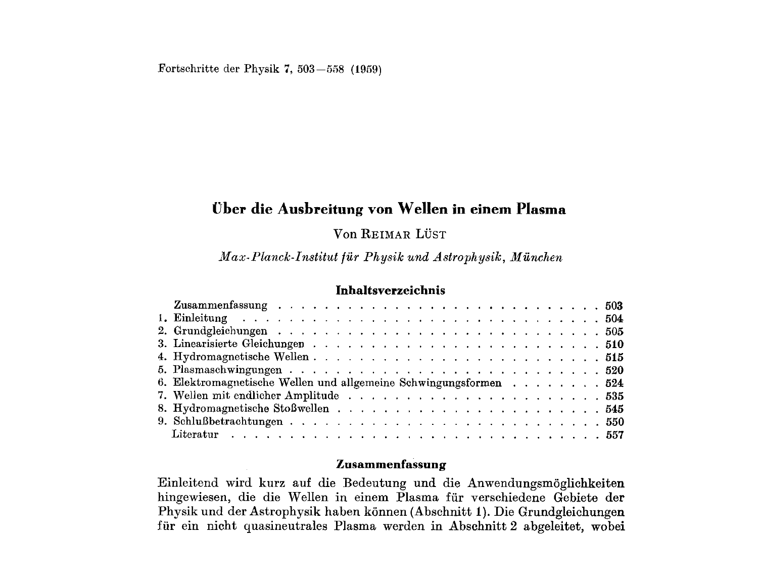Fortschritte der Physik 7, 503—558 (1959)

# Über die Ausbreitung von Wellen in einem Plasma

Von Reimar Lüst

*Max-Planck-Institut für Physik und Astrophysik, München*

## Inhaltsverzeichnis

| | | |
|---|---|---|
| | Zusammenfassung | 503 |
| 1. | Einleitung | 504 |
| 2. | Grundgleichungen | 505 |
| 3. | Linearisierte Gleichungen | 510 |
| 4. | Hydromagnetische Wellen | 515 |
| 5. | Plasmaschwingungen | 520 |
| 6. | Elektromagnetische Wellen und allgemeine Schwingungsformen | 524 |
| 7. | Wellen mit endlicher Amplitude | 535 |
| 8. | Hydromagnetische Stoßwellen | 545 |
| 9. | Schlußbetrachtungen | 550 |
| | Literatur | 557 |

## Zusammenfassung

Einleitend wird kurz auf die Bedeutung und die Anwendungsmöglichkeiten hingewiesen, die die Wellen in einem Plasma für verschiedene Gebiete der Physik und der Astrophysik haben können (Abschnitt 1). Die Grundgleichungen für ein nicht quasineutrales Plasma werden in Abschnitt 2 abgeleitet, wobei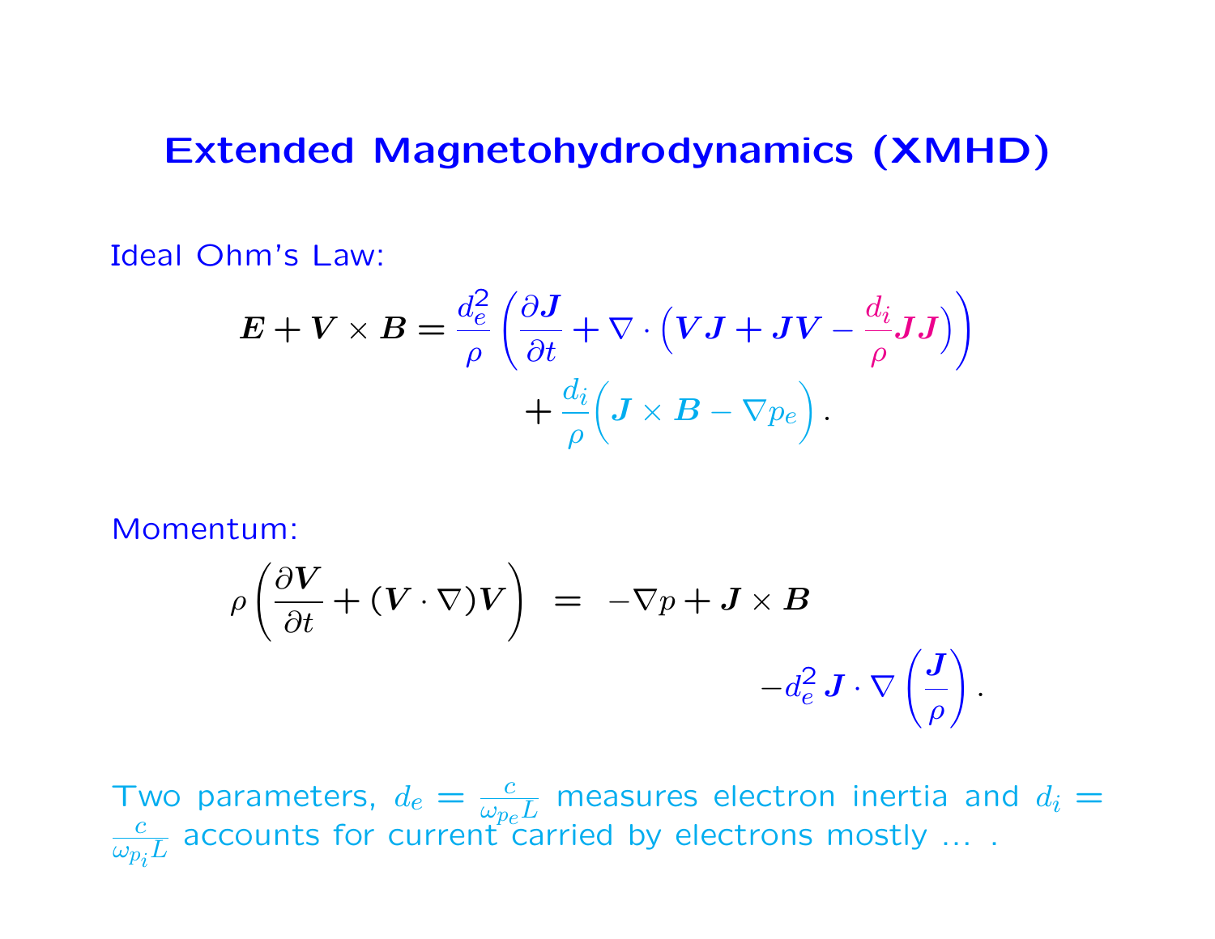# Extended Magnetohydrodynamics (XMHD)

Ideal Ohm's Law:

$$
\boldsymbol{E} + \boldsymbol{V} \times \boldsymbol{B} = \frac{d_e^2}{\rho}\left(\frac{\partial \boldsymbol{J}}{\partial t} + \nabla \cdot \Big(\boldsymbol{V}\boldsymbol{J} + \boldsymbol{J}\boldsymbol{V} - \frac{d_i}{\rho}\boldsymbol{J}\boldsymbol{J}\Big)\right) + \frac{d_i}{\rho}\Big(\boldsymbol{J} \times \boldsymbol{B} - \nabla p_e\Big)\,.
$$

Momentum:

$$
\rho\left(\frac{\partial \boldsymbol{V}}{\partial t} + (\boldsymbol{V}\cdot\nabla)\boldsymbol{V}\right) \;=\; -\nabla p + \boldsymbol{J}\times\boldsymbol{B} - d_e^2\, \boldsymbol{J}\cdot\nabla\left(\frac{\boldsymbol{J}}{\rho}\right).
$$

Two parameters, $d_e = \frac{c}{\omega_{p_e} L}$ measures electron inertia and $d_i = \frac{c}{\omega_{p_i} L}$ accounts for current carried by electrons mostly ... .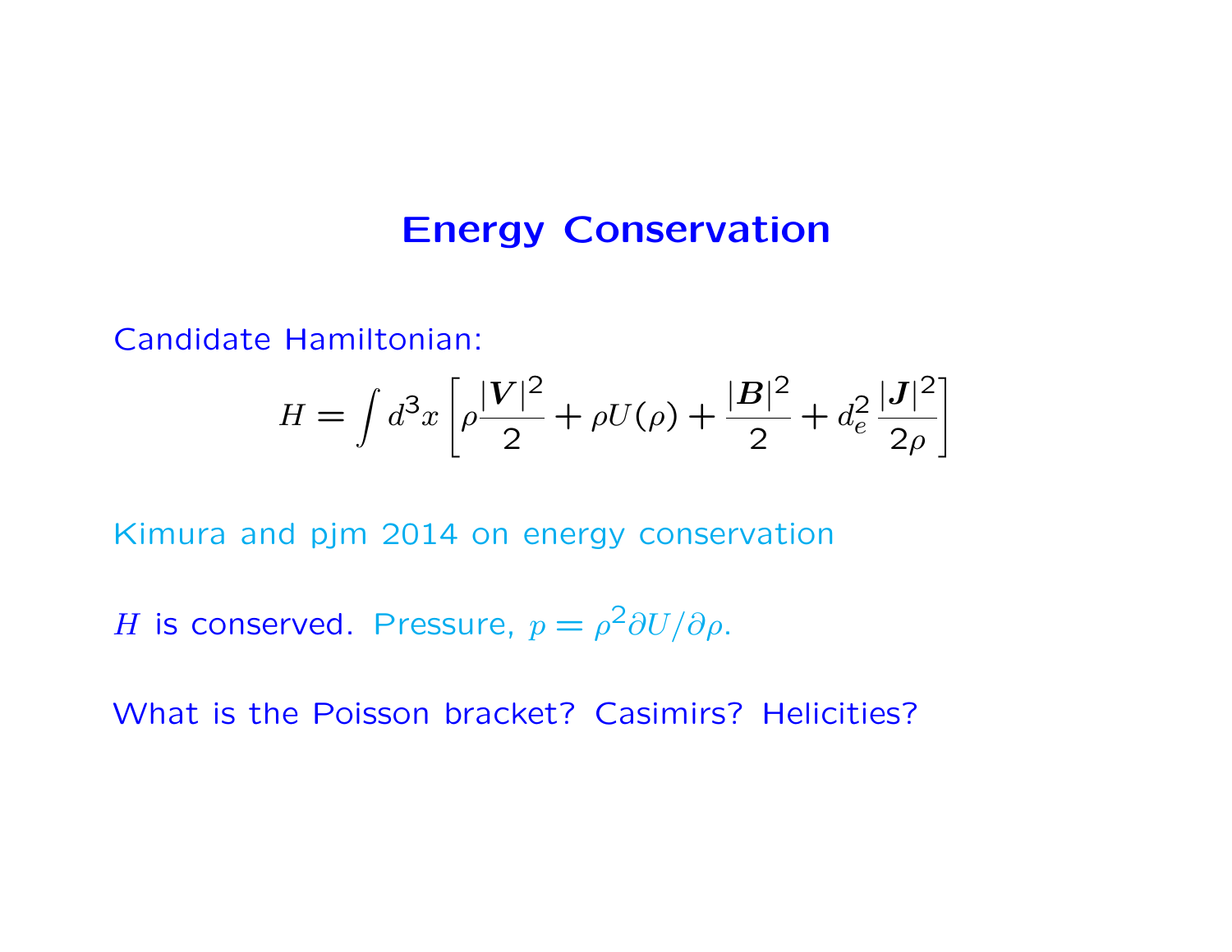# Energy Conservation

Candidate Hamiltonian:

$$H = \int d^3x \left[ \rho \frac{|\boldsymbol{V}|^2}{2} + \rho U(\rho) + \frac{|\boldsymbol{B}|^2}{2} + d_e^2 \frac{|\boldsymbol{J}|^2}{2\rho} \right]$$

Kimura and pjm 2014 on energy conservation

$H$ is conserved. Pressure, $p = \rho^2 \partial U / \partial \rho$.

What is the Poisson bracket? Casimirs? Helicities?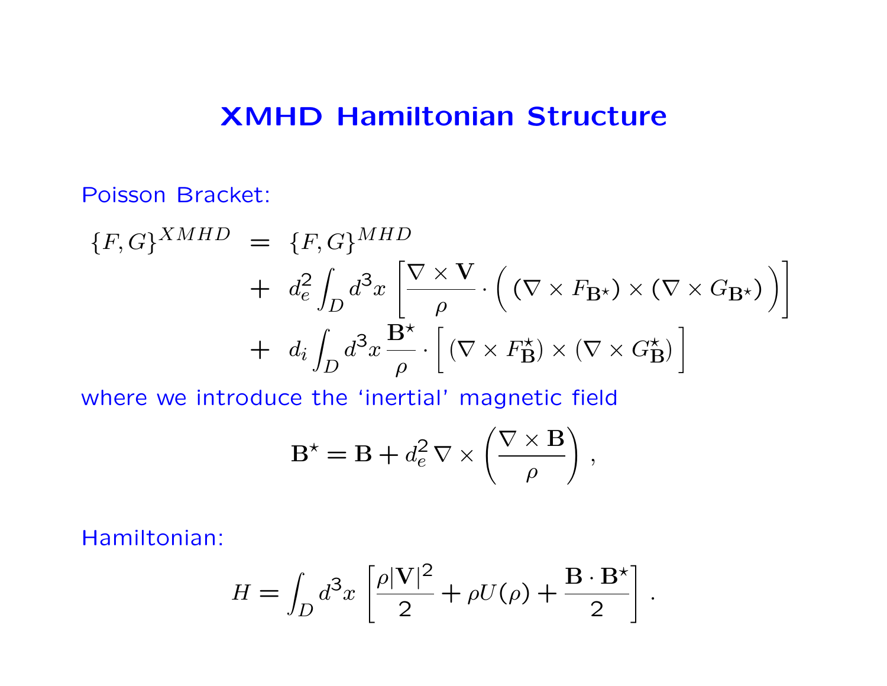# XMHD Hamiltonian Structure

Poisson Bracket:

$$
\begin{aligned}
\{F,G\}^{XMHD} &= \{F,G\}^{MHD} \\
&+ d_e^2 \int_D d^3x \left[ \frac{\nabla \times \mathbf{V}}{\rho} \cdot \Big( (\nabla \times F_{\mathbf{B}^\star}) \times (\nabla \times G_{\mathbf{B}^\star}) \Big) \right] \\
&+ d_i \int_D d^3x \, \frac{\mathbf{B}^\star}{\rho} \cdot \Big[ (\nabla \times F_{\mathbf{B}}^\star) \times (\nabla \times G_{\mathbf{B}}^\star) \Big]
\end{aligned}
$$

where we introduce the 'inertial' magnetic field

$$
\mathbf{B}^\star = \mathbf{B} + d_e^2 \, \nabla \times \left( \frac{\nabla \times \mathbf{B}}{\rho} \right),
$$

Hamiltonian:

$$
H = \int_D d^3x \left[ \frac{\rho |\mathbf{V}|^2}{2} + \rho U(\rho) + \frac{\mathbf{B} \cdot \mathbf{B}^\star}{2} \right].
$$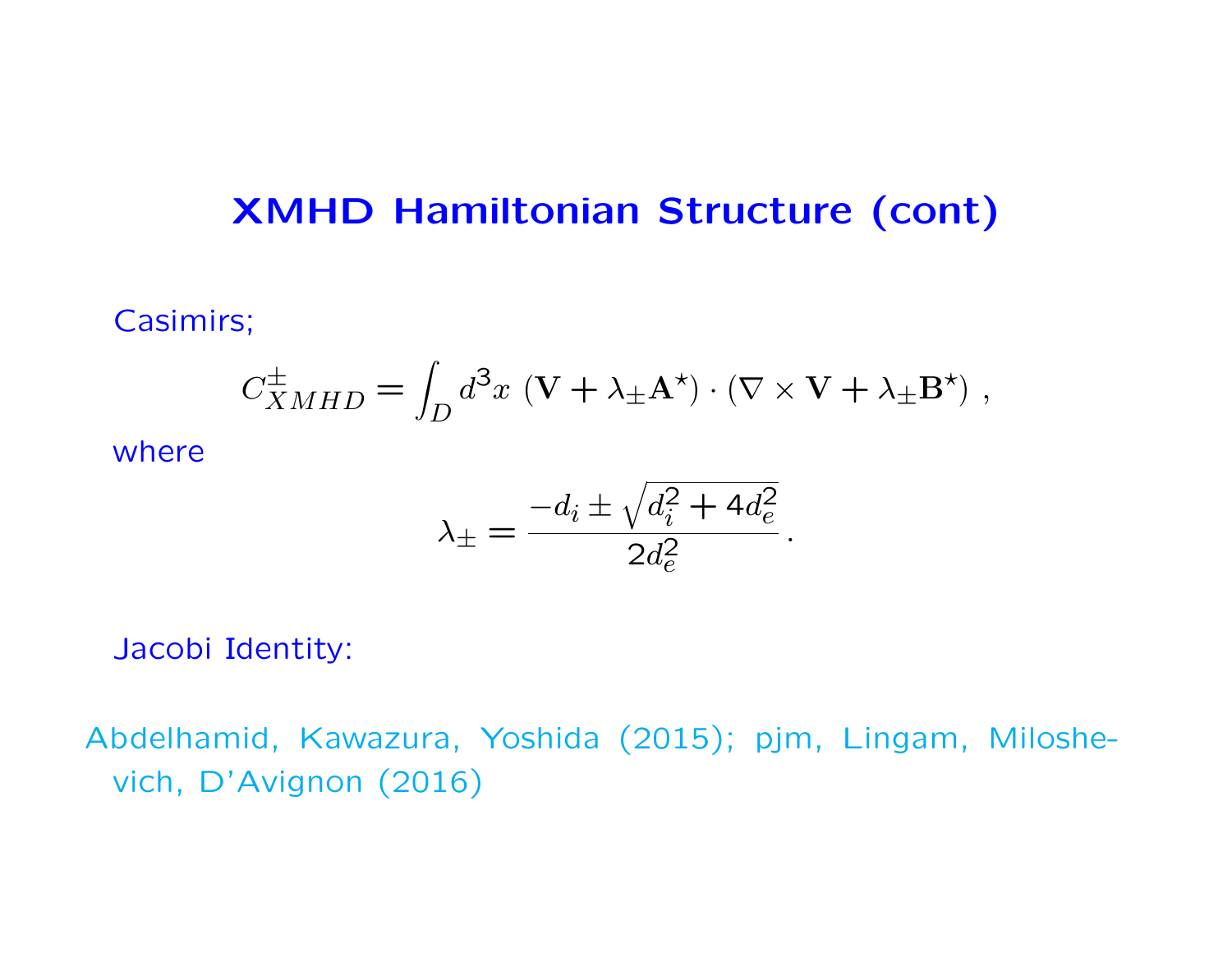## XMHD Hamiltonian Structure (cont)

Casimirs;

$$C^{\pm}_{XMHD} = \int_D d^3x \, (\mathbf{V} + \lambda_{\pm}\mathbf{A}^{\star}) \cdot (\nabla \times \mathbf{V} + \lambda_{\pm}\mathbf{B}^{\star}) \, ,$$

where

$$\lambda_{\pm} = \frac{-d_i \pm \sqrt{d_i^2 + 4d_e^2}}{2d_e^2} \, .$$

Jacobi Identity:

Abdelhamid, Kawazura, Yoshida (2015); pjm, Lingam, Milosheвich, D'Avignon (2016)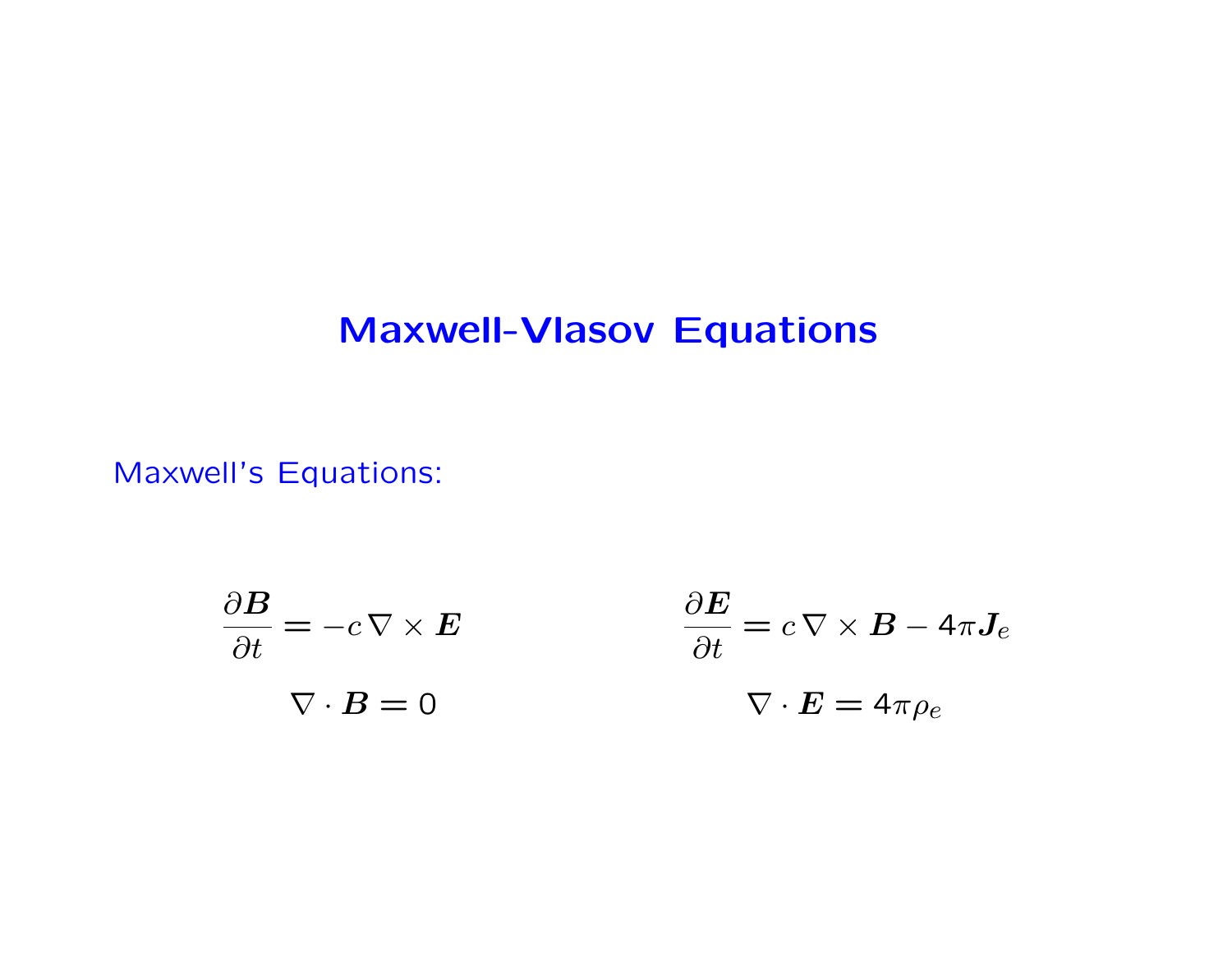# Maxwell-Vlasov Equations

Maxwell's Equations:

$$\frac{\partial \boldsymbol{B}}{\partial t} = -c\,\nabla \times \boldsymbol{E} \qquad\qquad \frac{\partial \boldsymbol{E}}{\partial t} = c\,\nabla \times \boldsymbol{B} - 4\pi \boldsymbol{J}_e$$

$$\nabla \cdot \boldsymbol{B} = 0 \qquad\qquad \nabla \cdot \boldsymbol{E} = 4\pi \rho_e$$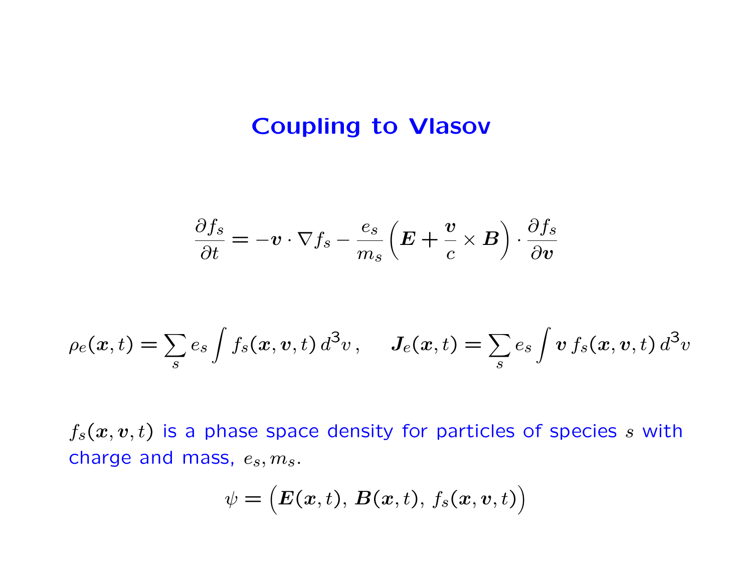# Coupling to Vlasov

$$\frac{\partial f_s}{\partial t} = -\boldsymbol{v} \cdot \nabla f_s - \frac{e_s}{m_s} \left( \boldsymbol{E} + \frac{\boldsymbol{v}}{c} \times \boldsymbol{B} \right) \cdot \frac{\partial f_s}{\partial \boldsymbol{v}}$$

$$\rho_e(\boldsymbol{x}, t) = \sum_s e_s \int f_s(\boldsymbol{x}, \boldsymbol{v}, t) \, d^3 v \,, \qquad \boldsymbol{J}_e(\boldsymbol{x}, t) = \sum_s e_s \int \boldsymbol{v} \, f_s(\boldsymbol{x}, \boldsymbol{v}, t) \, d^3 v$$

$f_s(\boldsymbol{x}, \boldsymbol{v}, t)$ is a phase space density for particles of species $s$ with charge and mass, $e_s, m_s$.

$$\psi = \Big( \boldsymbol{E}(\boldsymbol{x}, t), \, \boldsymbol{B}(\boldsymbol{x}, t), \, f_s(\boldsymbol{x}, \boldsymbol{v}, t) \Big)$$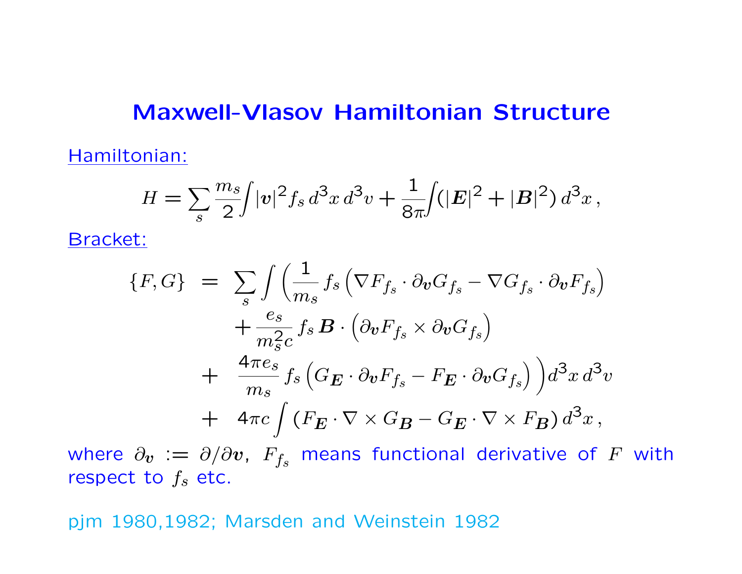# Maxwell-Vlasov Hamiltonian Structure

Hamiltonian:

$$H = \sum_s \frac{m_s}{2}\int |\boldsymbol{v}|^2 f_s \, d^3x \, d^3v + \frac{1}{8\pi}\int (|\boldsymbol{E}|^2 + |\boldsymbol{B}|^2) \, d^3x \, ,$$

Bracket:

$$\begin{aligned}
\{F, G\} \;=\; & \sum_s \int \Big( \frac{1}{m_s} f_s \left( \nabla F_{f_s} \cdot \partial_{\boldsymbol{v}} G_{f_s} - \nabla G_{f_s} \cdot \partial_{\boldsymbol{v}} F_{f_s} \right) \\
& + \frac{e_s}{m_s^2 c} f_s \, \boldsymbol{B} \cdot \left( \partial_{\boldsymbol{v}} F_{f_s} \times \partial_{\boldsymbol{v}} G_{f_s} \right) \\
& + \frac{4\pi e_s}{m_s} f_s \left( G_{\boldsymbol{E}} \cdot \partial_{\boldsymbol{v}} F_{f_s} - F_{\boldsymbol{E}} \cdot \partial_{\boldsymbol{v}} G_{f_s} \right) \Big) d^3x \, d^3v \\
& + 4\pi c \int \left( F_{\boldsymbol{E}} \cdot \nabla \times G_{\boldsymbol{B}} - G_{\boldsymbol{E}} \cdot \nabla \times F_{\boldsymbol{B}} \right) d^3x \, ,
\end{aligned}$$

where $\partial_{\boldsymbol{v}} := \partial / \partial \boldsymbol{v}$, $F_{f_s}$ means functional derivative of $F$ with respect to $f_s$ etc.

pjm 1980,1982; Marsden and Weinstein 1982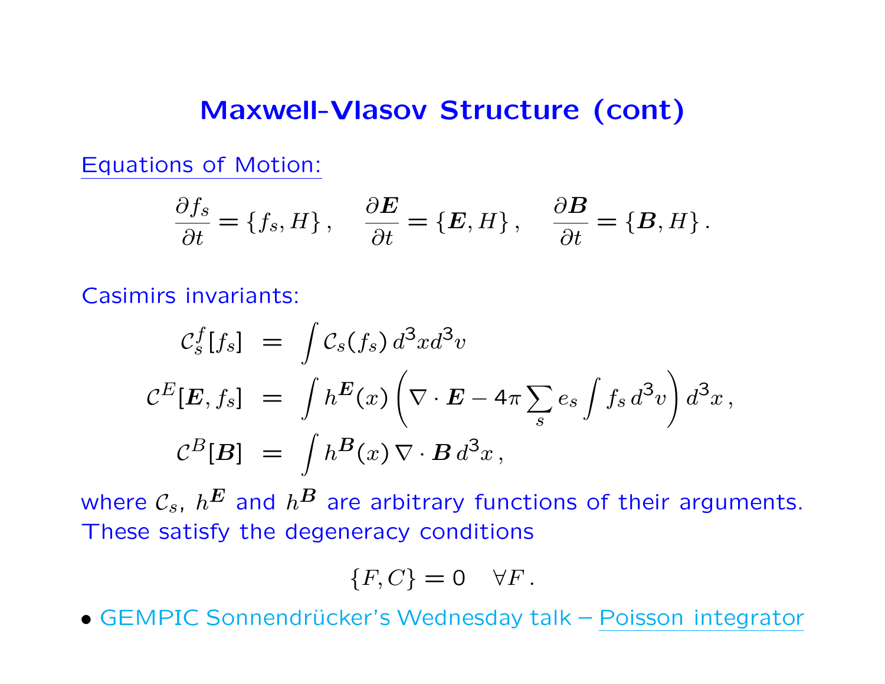# Maxwell-Vlasov Structure (cont)

Equations of Motion:

$$\frac{\partial f_s}{\partial t} = \{f_s, H\}\,, \quad \frac{\partial \boldsymbol{E}}{\partial t} = \{\boldsymbol{E}, H\}\,, \quad \frac{\partial \boldsymbol{B}}{\partial t} = \{\boldsymbol{B}, H\}\,.$$

Casimirs invariants:

$$\begin{aligned}
\mathcal{C}^f_s[f_s] &= \int \mathcal{C}_s(f_s)\, d^3x d^3v \\
\mathcal{C}^E[\boldsymbol{E}, f_s] &= \int h^{\boldsymbol{E}}(x) \left( \nabla \cdot \boldsymbol{E} - 4\pi \sum_s e_s \int f_s\, d^3v \right) d^3x\,, \\
\mathcal{C}^B[\boldsymbol{B}] &= \int h^{\boldsymbol{B}}(x)\, \nabla \cdot \boldsymbol{B}\, d^3x\,,
\end{aligned}$$

where $\mathcal{C}_s$, $h^{\boldsymbol{E}}$ and $h^{\boldsymbol{B}}$ are arbitrary functions of their arguments. These satisfy the degeneracy conditions

$$\{F, C\} = 0 \quad \forall F\,.$$

- GEMPIC Sonnendrücker's Wednesday talk – Poisson integrator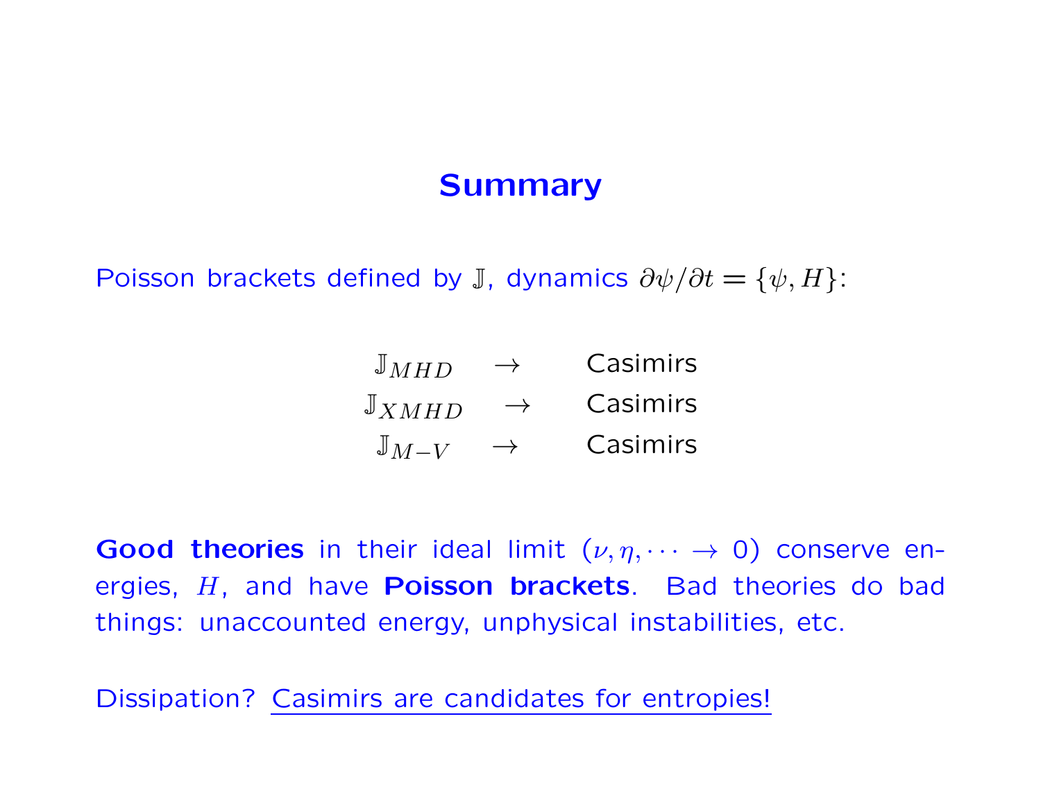# Summary

Poisson brackets defined by $\mathbb{J}$, dynamics $\partial\psi/\partial t = \{\psi, H\}$:

$$
\begin{array}{ccc}
\mathbb{J}_{MHD} & \rightarrow & \text{Casimirs} \\
\mathbb{J}_{XMHD} & \rightarrow & \text{Casimirs} \\
\mathbb{J}_{M-V} & \rightarrow & \text{Casimirs}
\end{array}
$$

**Good theories** in their ideal limit ($\nu, \eta, \cdots \rightarrow 0$) conserve energies, $H$, and have **Poisson brackets**. Bad theories do bad things: unaccounted energy, unphysical instabilities, etc.

Dissipation? Casimirs are candidates for entropies!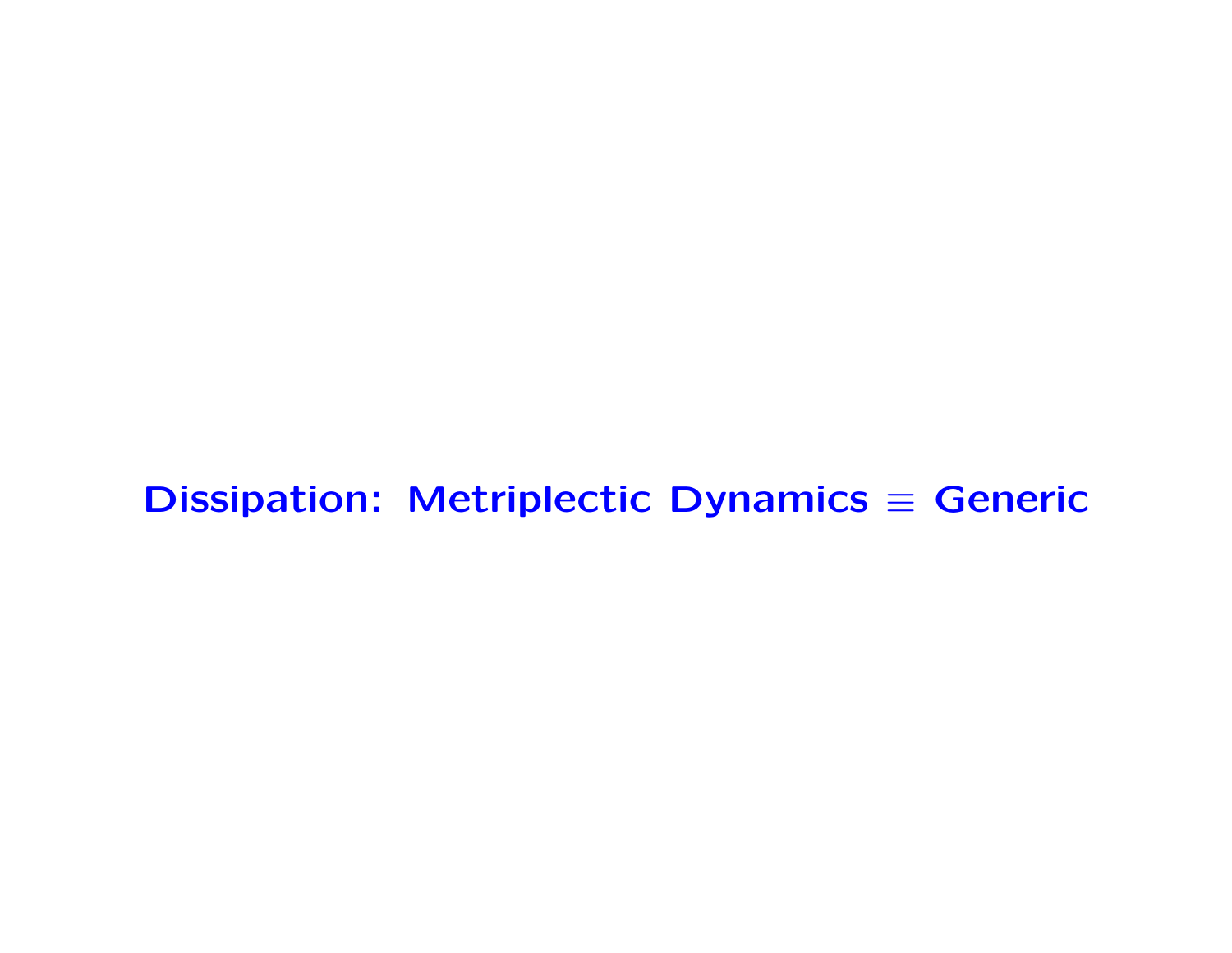# Dissipation: Metriplectic Dynamics $\equiv$ Generic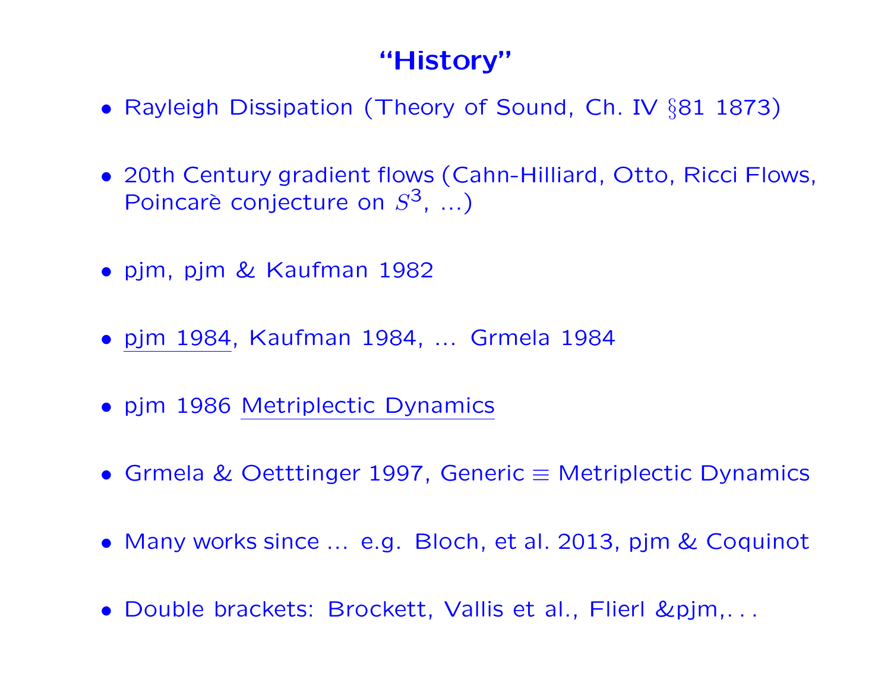# “History”

- Rayleigh Dissipation (Theory of Sound, Ch. IV §81 1873)

- 20th Century gradient flows (Cahn-Hilliard, Otto, Ricci Flows, Poincarè conjecture on $S^3$, ...)

- pjm, pjm & Kaufman 1982

- <u>pjm 1984</u>, Kaufman 1984, ... Grmela 1984

- pjm 1986 <u>Metriplectic Dynamics</u>

- Grmela & Oetttinger 1997, Generic $\equiv$ Metriplectic Dynamics

- Many works since ... e.g. Bloch, et al. 2013, pjm & Coquinot

- Double brackets: Brockett, Vallis et al., Flierl &pjm,. . .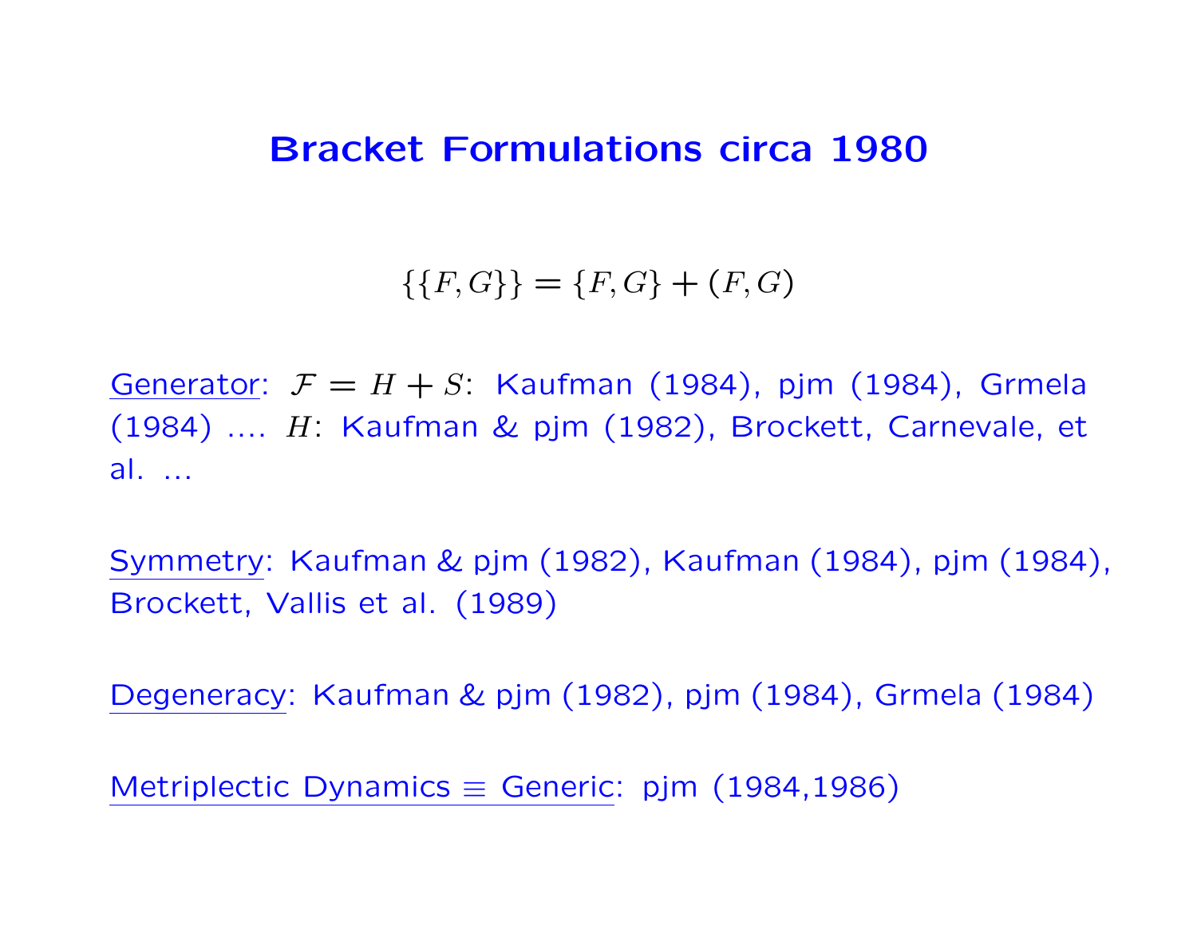## Bracket Formulations circa 1980

$$\{\{F, G\}\} = \{F, G\} + (F, G)$$

Generator: $\mathcal{F} = H + S$: Kaufman (1984), pjm (1984), Grmela (1984) .... $H$: Kaufman & pjm (1982), Brockett, Carnevale, et al. ...

Symmetry: Kaufman & pjm (1982), Kaufman (1984), pjm (1984), Brockett, Vallis et al. (1989)

Degeneracy: Kaufman & pjm (1982), pjm (1984), Grmela (1984)

Metriplectic Dynamics $\equiv$ Generic: pjm (1984,1986)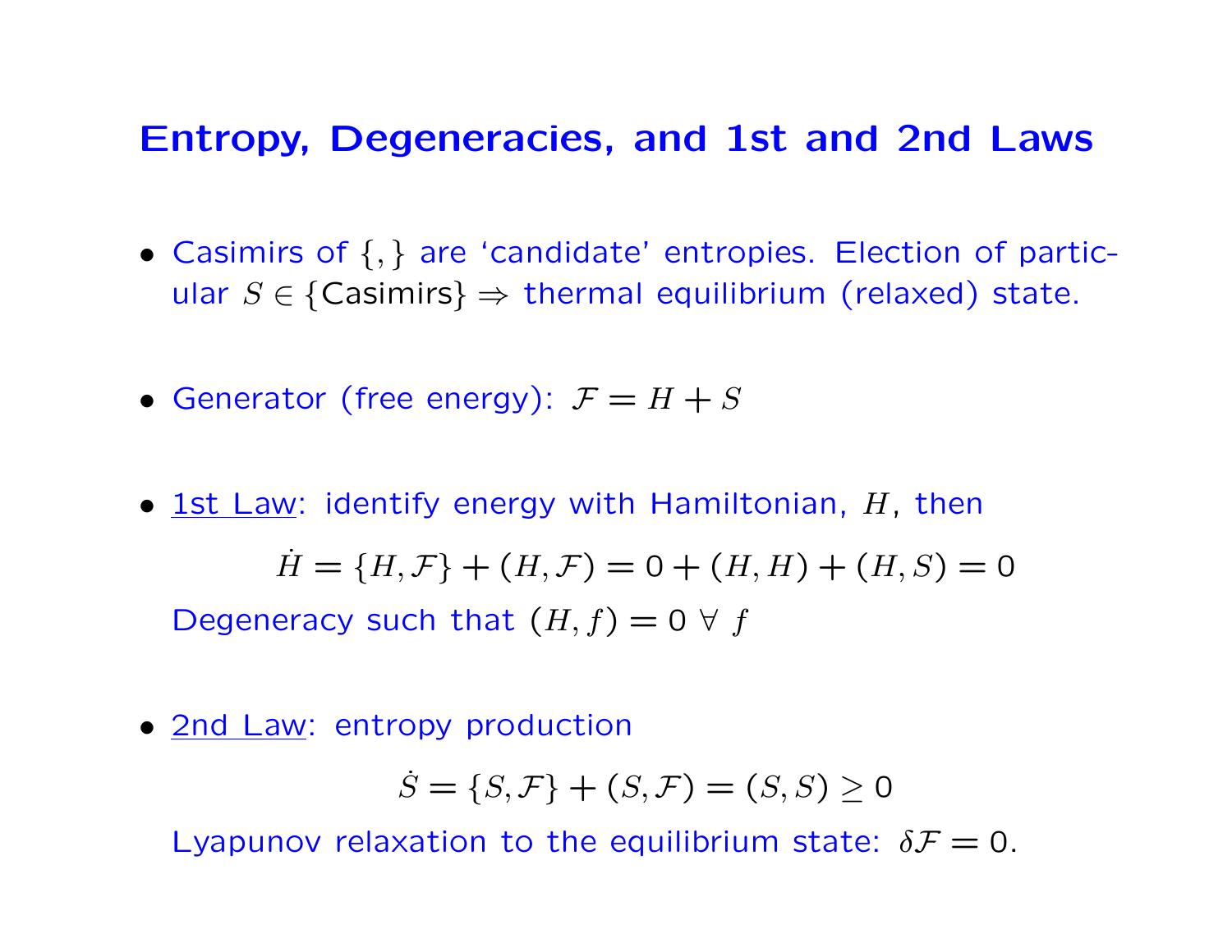## Entropy, Degeneracies, and 1st and 2nd Laws

- Casimirs of $\{,\}$ are 'candidate' entropies. Election of particular $S \in \{\text{Casimirs}\} \Rightarrow$ thermal equilibrium (relaxed) state.

- Generator (free energy): $\mathcal{F} = H + S$

- 1st Law: identify energy with Hamiltonian, $H$, then

$$\dot{H} = \{H, \mathcal{F}\} + (H, \mathcal{F}) = 0 + (H, H) + (H, S) = 0$$

  Degeneracy such that $(H, f) = 0 \ \forall \ f$

- 2nd Law: entropy production

$$\dot{S} = \{S, \mathcal{F}\} + (S, \mathcal{F}) = (S, S) \geq 0$$

  Lyapunov relaxation to the equilibrium state: $\delta\mathcal{F} = 0$.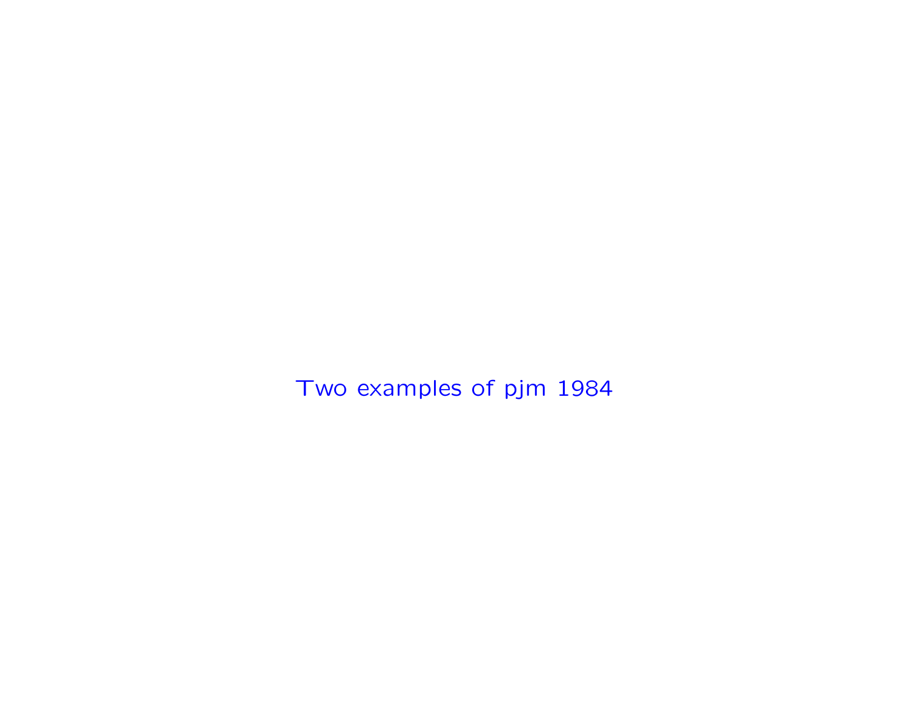Two examples of pjm 1984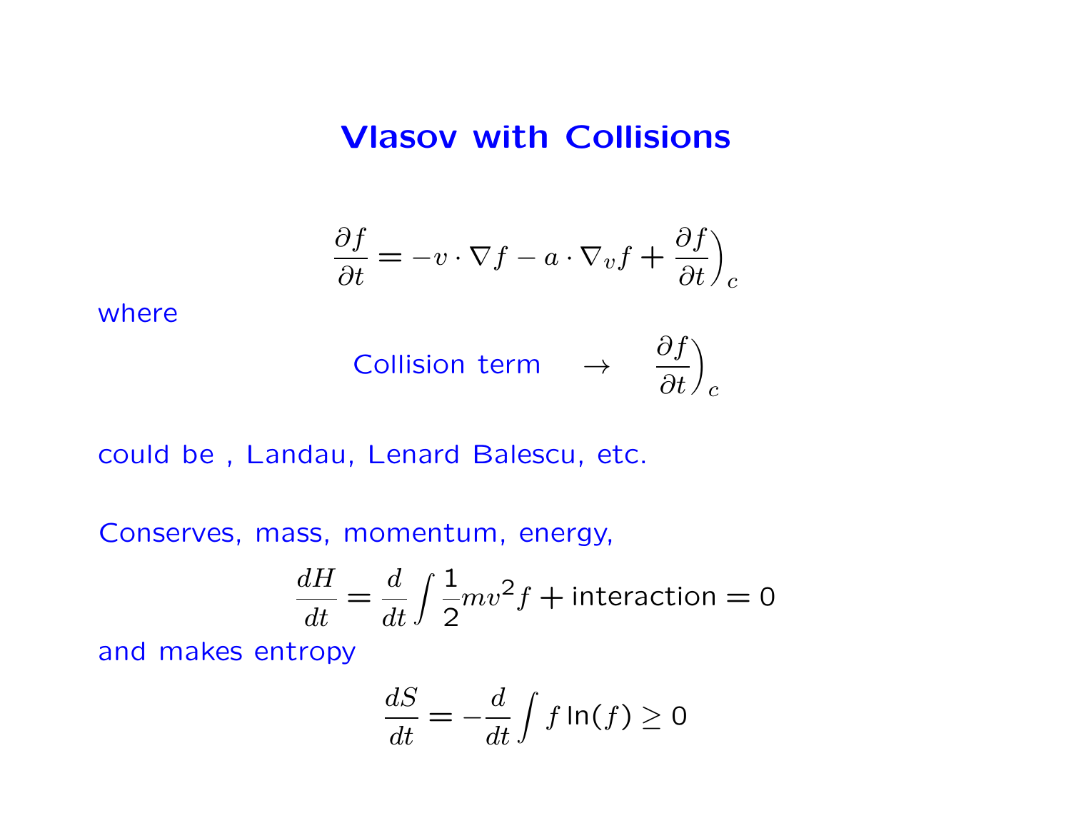## Vlasov with Collisions

$$\frac{\partial f}{\partial t} = -v \cdot \nabla f - a \cdot \nabla_v f + \left.\frac{\partial f}{\partial t}\right)_c$$

where

$$\text{Collision term} \quad \rightarrow \quad \left.\frac{\partial f}{\partial t}\right)_c$$

could be , Landau, Lenard Balescu, etc.

Conserves, mass, momentum, energy,

$$\frac{dH}{dt} = \frac{d}{dt}\int \frac{1}{2} m v^2 f + \text{interaction} = 0$$

and makes entropy

$$\frac{dS}{dt} = -\frac{d}{dt}\int f \ln(f) \geq 0$$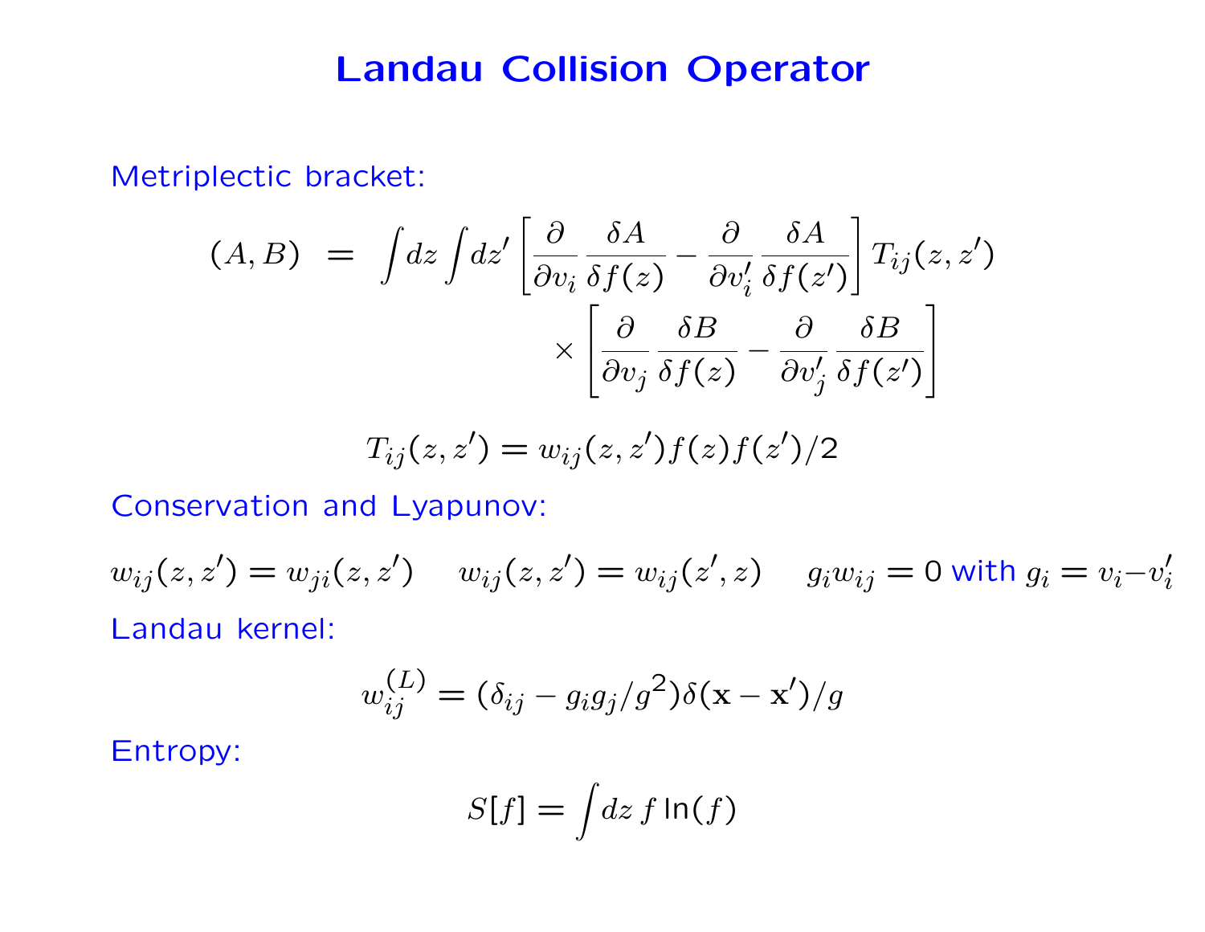# Landau Collision Operator

Metriplectic bracket:

$$
\begin{aligned}
(A,B) \;=\; \int\! dz \int\! dz' \left[\frac{\partial}{\partial v_i}\frac{\delta A}{\delta f(z)} - \frac{\partial}{\partial v_i'}\frac{\delta A}{\delta f(z')}\right] T_{ij}(z,z') \\
\times \left[\frac{\partial}{\partial v_j}\frac{\delta B}{\delta f(z)} - \frac{\partial}{\partial v_j'}\frac{\delta B}{\delta f(z')}\right]
\end{aligned}
$$

$$
T_{ij}(z,z') = w_{ij}(z,z') f(z) f(z')/2
$$

Conservation and Lyapunov:

$w_{ij}(z,z') = w_{ji}(z,z') \quad w_{ij}(z,z') = w_{ij}(z',z) \quad g_i w_{ij} = 0$ with $g_i = v_i - v_i'$

Landau kernel:

$$
w_{ij}^{(L)} = (\delta_{ij} - g_i g_j/g^2)\delta(\mathbf{x}-\mathbf{x}')/g
$$

Entropy:

$$
S[f] = \int\! dz\, f \ln(f)
$$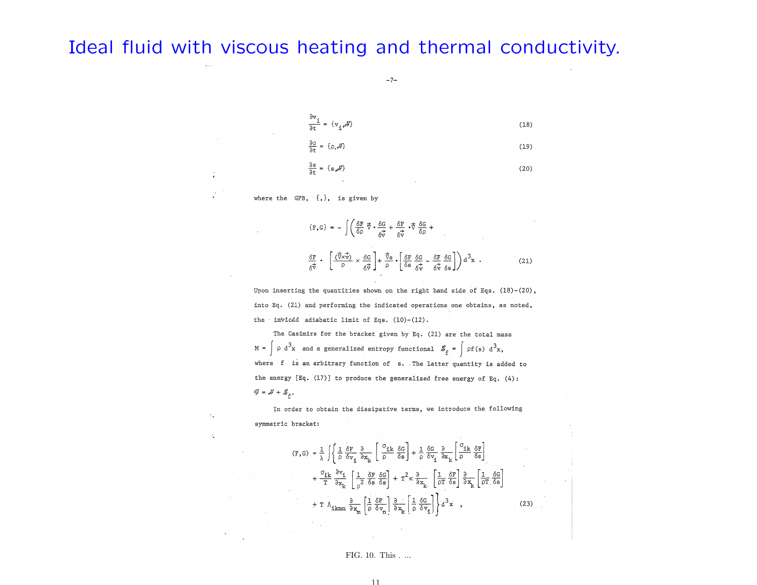# Ideal fluid with viscous heating and thermal conductivity.

$$\frac{\partial v_i}{\partial t} = \{v_i, \mathcal{H}\} \tag{18}$$

$$\frac{\partial \rho}{\partial t} = \{\rho, \mathcal{H}\} \tag{19}$$

$$\frac{\partial s}{\partial t} = \{s, \mathcal{H}\} \tag{20}$$

where the GPB, $\{,\}$, is given by

$$\{F,G\} = -\int\left(\frac{\delta F}{\delta \rho}\vec{\nabla}\cdot\frac{\delta G}{\delta \vec{v}} + \frac{\delta F}{\delta \vec{v}}\cdot\vec{\nabla}\frac{\delta G}{\delta \rho} + \frac{\delta F}{\delta \vec{v}}\cdot\left[\frac{(\vec{\nabla}\times\vec{v})}{\rho}\times\frac{\delta G}{\delta \vec{v}}\right] + \frac{\vec{\nabla}s}{\rho}\cdot\left[\frac{\delta F}{\delta s}\frac{\delta G}{\delta \vec{v}} - \frac{\delta F}{\delta \vec{v}}\frac{\delta G}{\delta s}\right]\right)d^3x\,. \tag{21}$$

Upon inserting the quantities shown on the right hand side of Eqs. (18)-(20), into Eq. (21) and performing the indicated operations one obtains, as noted, the inviscid adiabatic limit of Eqs. (10)-(12).

The Casimirs for the bracket given by Eq. (21) are the total mass $M = \int \rho\, d^3x$ and a generalized entropy functional $\mathcal{S}_f = \int \rho f(s)\, d^3x$, where $f$ is an arbitrary function of $s$. The latter quantity is added to the energy [Eq. (17)] to produce the generalized free energy of Eq. (4): $\mathcal{G} = \mathcal{H} + \mathcal{S}_f$.

In order to obtain the dissipative terms, we introduce the following symmetric bracket:

$$(F,G) = \frac{1}{\lambda}\int\left\{\frac{1}{\rho}\frac{\delta F}{\delta v_i}\frac{\partial}{\partial x_k}\left[\frac{\sigma_{ik}}{\rho}\frac{\delta G}{\delta s}\right] + \frac{1}{\rho}\frac{\delta G}{\delta v_i}\frac{\partial}{\partial x_k}\left[\frac{\sigma_{ik}}{\rho}\frac{\delta F}{\delta s}\right] + \frac{\sigma_{ik}}{T}\frac{\partial v_i}{\partial x_k}\left[\frac{1}{\rho^2}\frac{\delta F}{\delta s}\frac{\delta G}{\delta s}\right] + T^2\kappa\frac{\partial}{\partial x_k}\left[\frac{1}{\rho T}\frac{\delta F}{\delta s}\right]\frac{\partial}{\partial x_k}\left[\frac{1}{\rho T}\frac{\delta G}{\delta s}\right] + T\,\Lambda_{ikmn}\frac{\partial}{\partial x_m}\left[\frac{1}{\rho}\frac{\delta F}{\delta v_n}\right]\frac{\partial}{\partial x_k}\left[\frac{1}{\rho}\frac{\delta G}{\delta v_i}\right]\right\}d^3x\,, \tag{23}$$

FIG. 10. This . ...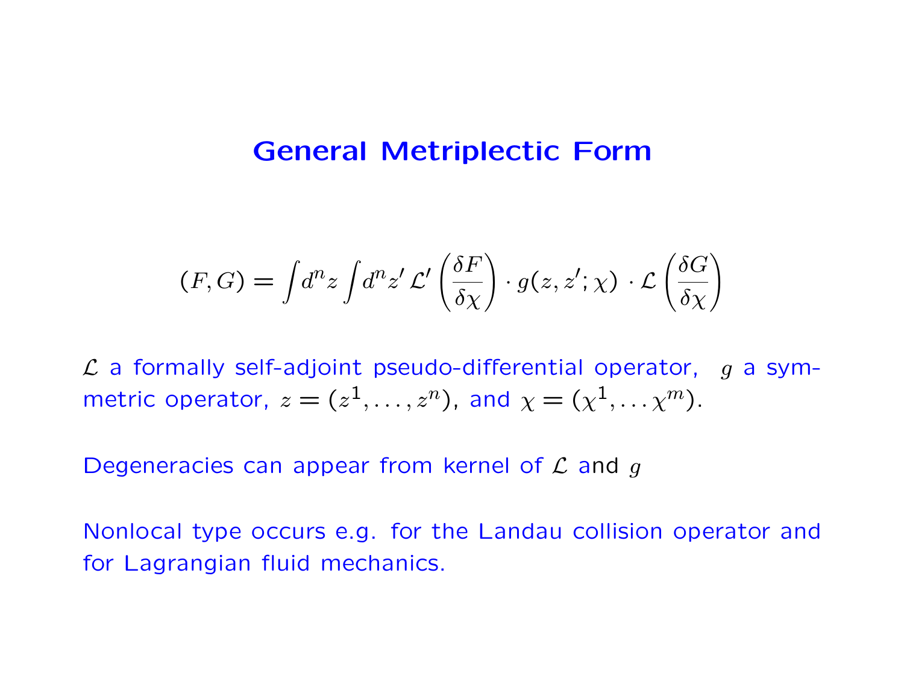# General Metriplectic Form

$$
(F,G) = \int d^n z \int d^n z' \, \mathcal{L}' \left( \frac{\delta F}{\delta \chi} \right) \cdot g(z, z'; \chi) \, \cdot \mathcal{L} \left( \frac{\delta G}{\delta \chi} \right)
$$

$\mathcal{L}$ a formally self-adjoint pseudo-differential operator, $g$ a symmetric operator, $z = (z^1, \ldots, z^n)$, and $\chi = (\chi^1, \ldots \chi^m)$.

Degeneracies can appear from kernel of $\mathcal{L}$ and $g$

Nonlocal type occurs e.g. for the Landau collision operator and for Lagrangian fluid mechanics.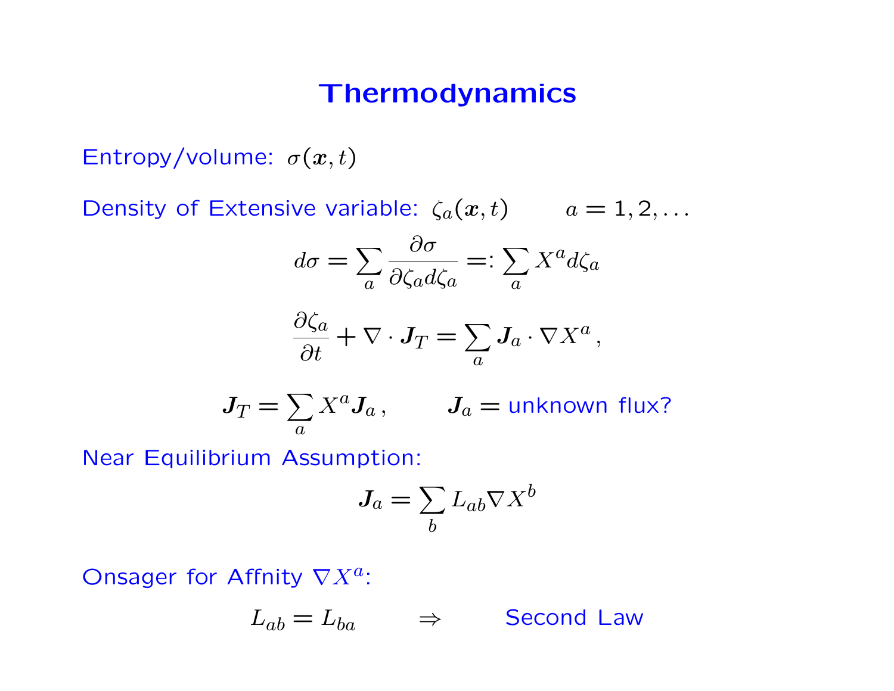# Thermodynamics

Entropy/volume: $\sigma(\boldsymbol{x}, t)$

Density of Extensive variable: $\zeta_a(\boldsymbol{x}, t) \qquad a = 1, 2, \ldots$

$$d\sigma = \sum_a \frac{\partial \sigma}{\partial \zeta_a d\zeta_a} =: \sum_a X^a d\zeta_a$$

$$\frac{\partial \zeta_a}{\partial t} + \nabla \cdot \boldsymbol{J}_T = \sum_a \boldsymbol{J}_a \cdot \nabla X^a \,,$$

$$\boldsymbol{J}_T = \sum_a X^a \boldsymbol{J}_a \,, \qquad \boldsymbol{J}_a = \text{unknown flux?}$$

Near Equilibrium Assumption:

$$\boldsymbol{J}_a = \sum_b L_{ab} \nabla X^b$$

Onsager for Affnity $\nabla X^a$:

$$L_{ab} = L_{ba} \qquad \Rightarrow \qquad \text{Second Law}$$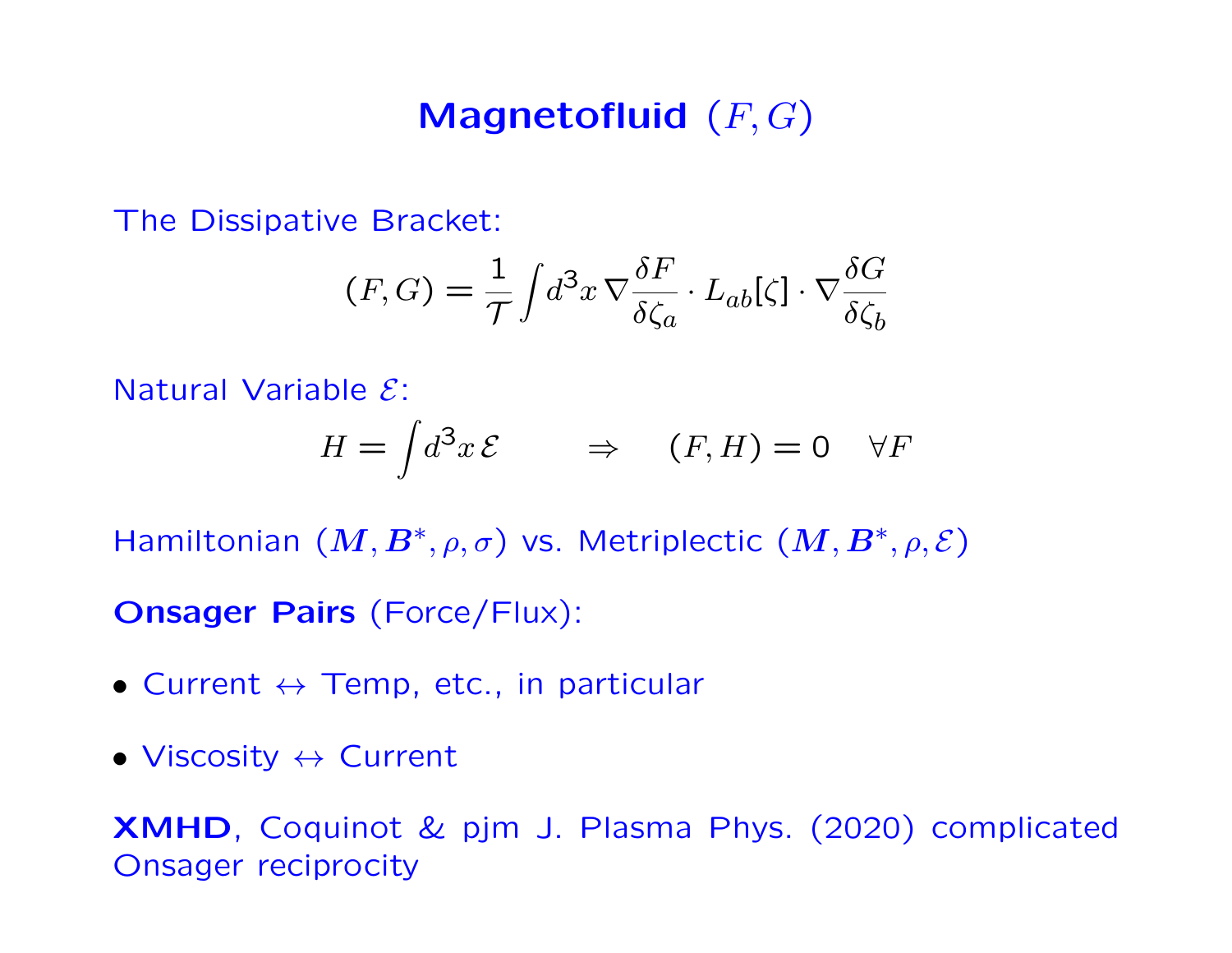# Magnetofluid $(F,G)$

The Dissipative Bracket:

$$(F,G) = \frac{1}{\mathcal{T}} \int d^3x \, \nabla \frac{\delta F}{\delta \zeta_a} \cdot L_{ab}[\zeta] \cdot \nabla \frac{\delta G}{\delta \zeta_b}$$

Natural Variable $\mathcal{E}$:

$$H = \int d^3x \, \mathcal{E} \qquad \Rightarrow \quad (F,H) = 0 \quad \forall F$$

Hamiltonian $(\boldsymbol{M}, \boldsymbol{B}^*, \rho, \sigma)$ vs. Metriplectic $(\boldsymbol{M}, \boldsymbol{B}^*, \rho, \mathcal{E})$

**Onsager Pairs** (Force/Flux):

- Current $\leftrightarrow$ Temp, etc., in particular
- Viscosity $\leftrightarrow$ Current

**XMHD**, Coquinot & pjm J. Plasma Phys. (2020) complicated Onsager reciprocity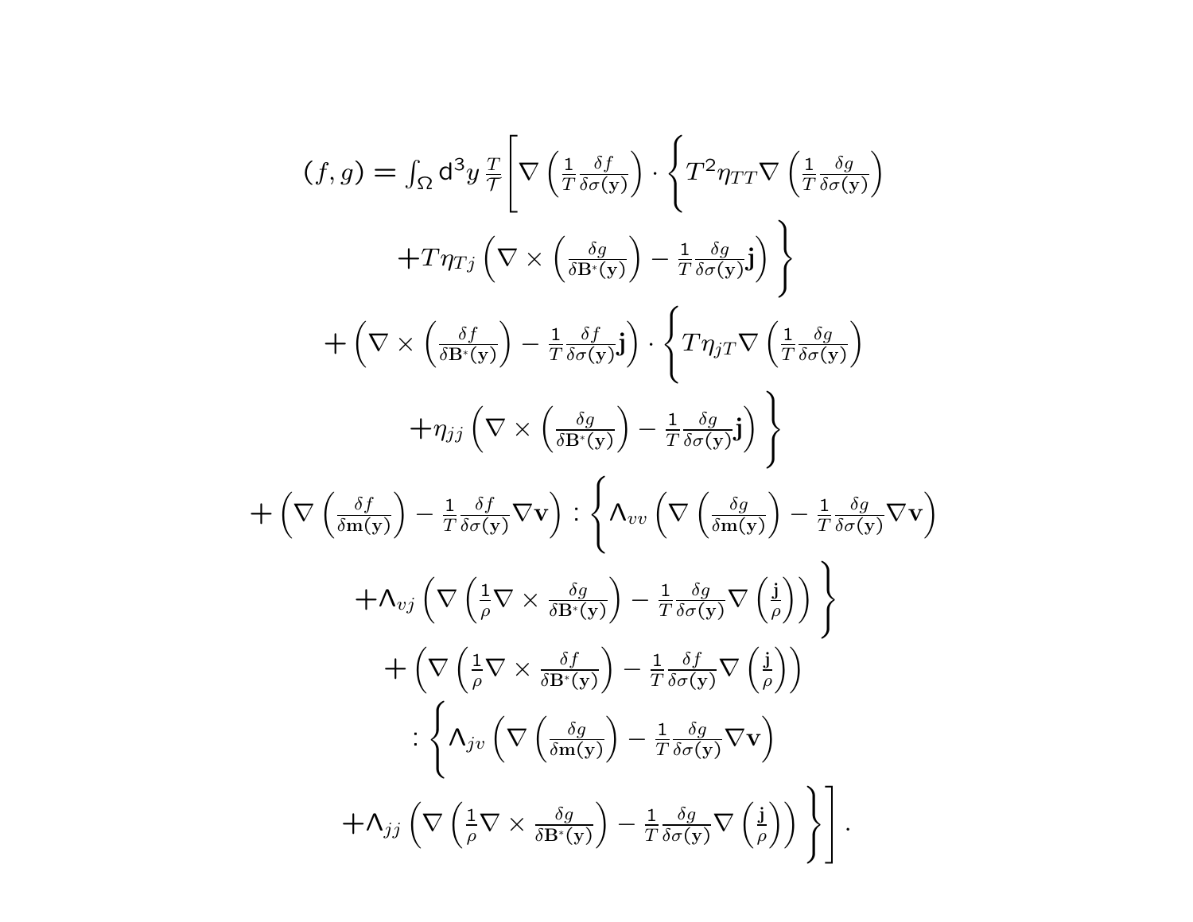$$
\begin{aligned}
(f,g) = \int_\Omega \mathsf{d}^3y\, \frac{T}{\mathcal{T}} \Bigg[ & \nabla\left(\frac{1}{T}\frac{\delta f}{\delta\sigma(\mathbf{y})}\right) \cdot \Bigg\{ T^2 \eta_{TT} \nabla\left(\frac{1}{T}\frac{\delta g}{\delta\sigma(\mathbf{y})}\right) \\
& + T\eta_{Tj}\left(\nabla\times\left(\frac{\delta g}{\delta\mathbf{B}^*(\mathbf{y})}\right) - \frac{1}{T}\frac{\delta g}{\delta\sigma(\mathbf{y})}\mathbf{j}\right) \Bigg\} \\
& + \left(\nabla\times\left(\frac{\delta f}{\delta\mathbf{B}^*(\mathbf{y})}\right) - \frac{1}{T}\frac{\delta f}{\delta\sigma(\mathbf{y})}\mathbf{j}\right) \cdot \Bigg\{ T\eta_{jT}\nabla\left(\frac{1}{T}\frac{\delta g}{\delta\sigma(\mathbf{y})}\right) \\
& + \eta_{jj}\left(\nabla\times\left(\frac{\delta g}{\delta\mathbf{B}^*(\mathbf{y})}\right) - \frac{1}{T}\frac{\delta g}{\delta\sigma(\mathbf{y})}\mathbf{j}\right) \Bigg\} \\
& + \left(\nabla\left(\frac{\delta f}{\delta\mathbf{m}(\mathbf{y})}\right) - \frac{1}{T}\frac{\delta f}{\delta\sigma(\mathbf{y})}\nabla\mathbf{v}\right) : \Bigg\{ \Lambda_{vv}\left(\nabla\left(\frac{\delta g}{\delta\mathbf{m}(\mathbf{y})}\right) - \frac{1}{T}\frac{\delta g}{\delta\sigma(\mathbf{y})}\nabla\mathbf{v}\right) \\
& + \Lambda_{vj}\left(\nabla\left(\frac{1}{\rho}\nabla\times\frac{\delta g}{\delta\mathbf{B}^*(\mathbf{y})}\right) - \frac{1}{T}\frac{\delta g}{\delta\sigma(\mathbf{y})}\nabla\left(\frac{\mathbf{j}}{\rho}\right)\right) \Bigg\} \\
& + \left(\nabla\left(\frac{1}{\rho}\nabla\times\frac{\delta f}{\delta\mathbf{B}^*(\mathbf{y})}\right) - \frac{1}{T}\frac{\delta f}{\delta\sigma(\mathbf{y})}\nabla\left(\frac{\mathbf{j}}{\rho}\right)\right) \\
& : \Bigg\{ \Lambda_{jv}\left(\nabla\left(\frac{\delta g}{\delta\mathbf{m}(\mathbf{y})}\right) - \frac{1}{T}\frac{\delta g}{\delta\sigma(\mathbf{y})}\nabla\mathbf{v}\right) \\
& + \Lambda_{jj}\left(\nabla\left(\frac{1}{\rho}\nabla\times\frac{\delta g}{\delta\mathbf{B}^*(\mathbf{y})}\right) - \frac{1}{T}\frac{\delta g}{\delta\sigma(\mathbf{y})}\nabla\left(\frac{\mathbf{j}}{\rho}\right)\right) \Bigg\} \Bigg].
\end{aligned}
$$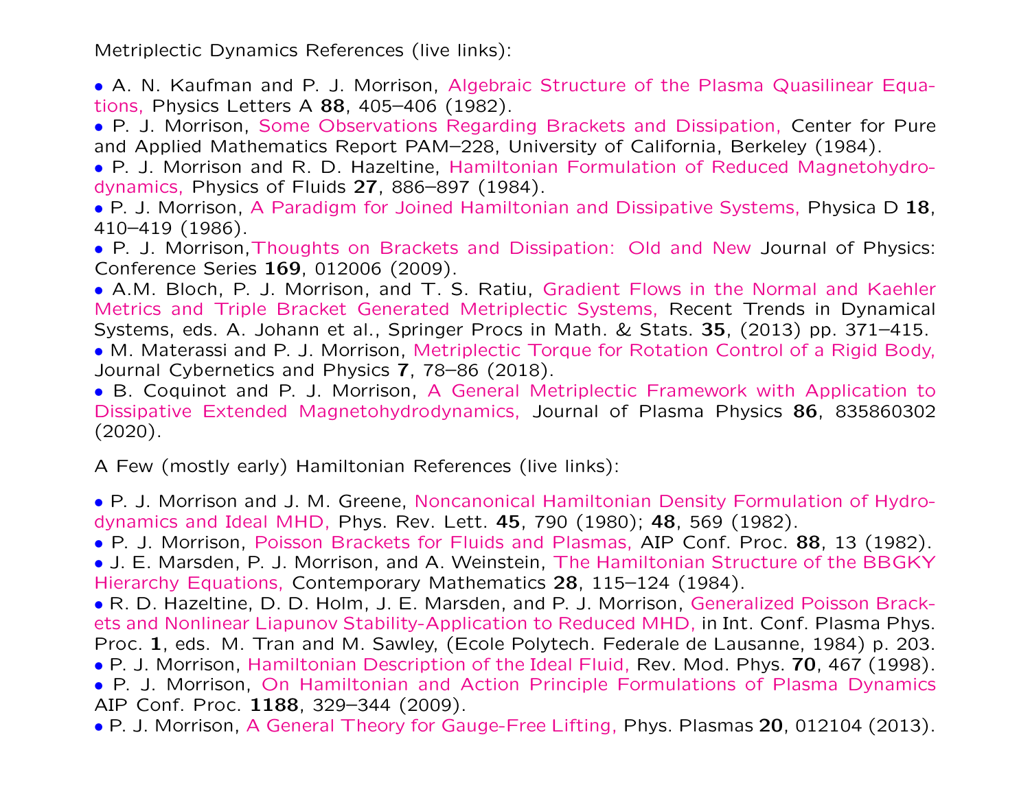Metriplectic Dynamics References (live links):

- A. N. Kaufman and P. J. Morrison, Algebraic Structure of the Plasma Quasilinear Equations, Physics Letters A **88**, 405–406 (1982).
- P. J. Morrison, Some Observations Regarding Brackets and Dissipation, Center for Pure and Applied Mathematics Report PAM–228, University of California, Berkeley (1984).
- P. J. Morrison and R. D. Hazeltine, Hamiltonian Formulation of Reduced Magnetohydrodynamics, Physics of Fluids **27**, 886–897 (1984).
- P. J. Morrison, A Paradigm for Joined Hamiltonian and Dissipative Systems, Physica D **18**, 410–419 (1986).
- P. J. Morrison, Thoughts on Brackets and Dissipation: Old and New Journal of Physics: Conference Series **169**, 012006 (2009).
- A.M. Bloch, P. J. Morrison, and T. S. Ratiu, Gradient Flows in the Normal and Kaehler Metrics and Triple Bracket Generated Metriplectic Systems, Recent Trends in Dynamical Systems, eds. A. Johann et al., Springer Procs in Math. & Stats. **35**, (2013) pp. 371–415.
- M. Materassi and P. J. Morrison, Metriplectic Torque for Rotation Control of a Rigid Body, Journal Cybernetics and Physics **7**, 78–86 (2018).
- B. Coquinot and P. J. Morrison, A General Metriplectic Framework with Application to Dissipative Extended Magnetohydrodynamics, Journal of Plasma Physics **86**, 835860302 (2020).

A Few (mostly early) Hamiltonian References (live links):

- P. J. Morrison and J. M. Greene, Noncanonical Hamiltonian Density Formulation of Hydrodynamics and Ideal MHD, Phys. Rev. Lett. **45**, 790 (1980); **48**, 569 (1982).
- P. J. Morrison, Poisson Brackets for Fluids and Plasmas, AIP Conf. Proc. **88**, 13 (1982).
- J. E. Marsden, P. J. Morrison, and A. Weinstein, The Hamiltonian Structure of the BBGKY Hierarchy Equations, Contemporary Mathematics **28**, 115–124 (1984).
- R. D. Hazeltine, D. D. Holm, J. E. Marsden, and P. J. Morrison, Generalized Poisson Brackets and Nonlinear Liapunov Stability-Application to Reduced MHD, in Int. Conf. Plasma Phys. Proc. **1**, eds. M. Tran and M. Sawley, (Ecole Polytech. Federale de Lausanne, 1984) p. 203.
- P. J. Morrison, Hamiltonian Description of the Ideal Fluid, Rev. Mod. Phys. **70**, 467 (1998).
- P. J. Morrison, On Hamiltonian and Action Principle Formulations of Plasma Dynamics AIP Conf. Proc. **1188**, 329–344 (2009).
- P. J. Morrison, A General Theory for Gauge-Free Lifting, Phys. Plasmas **20**, 012104 (2013).